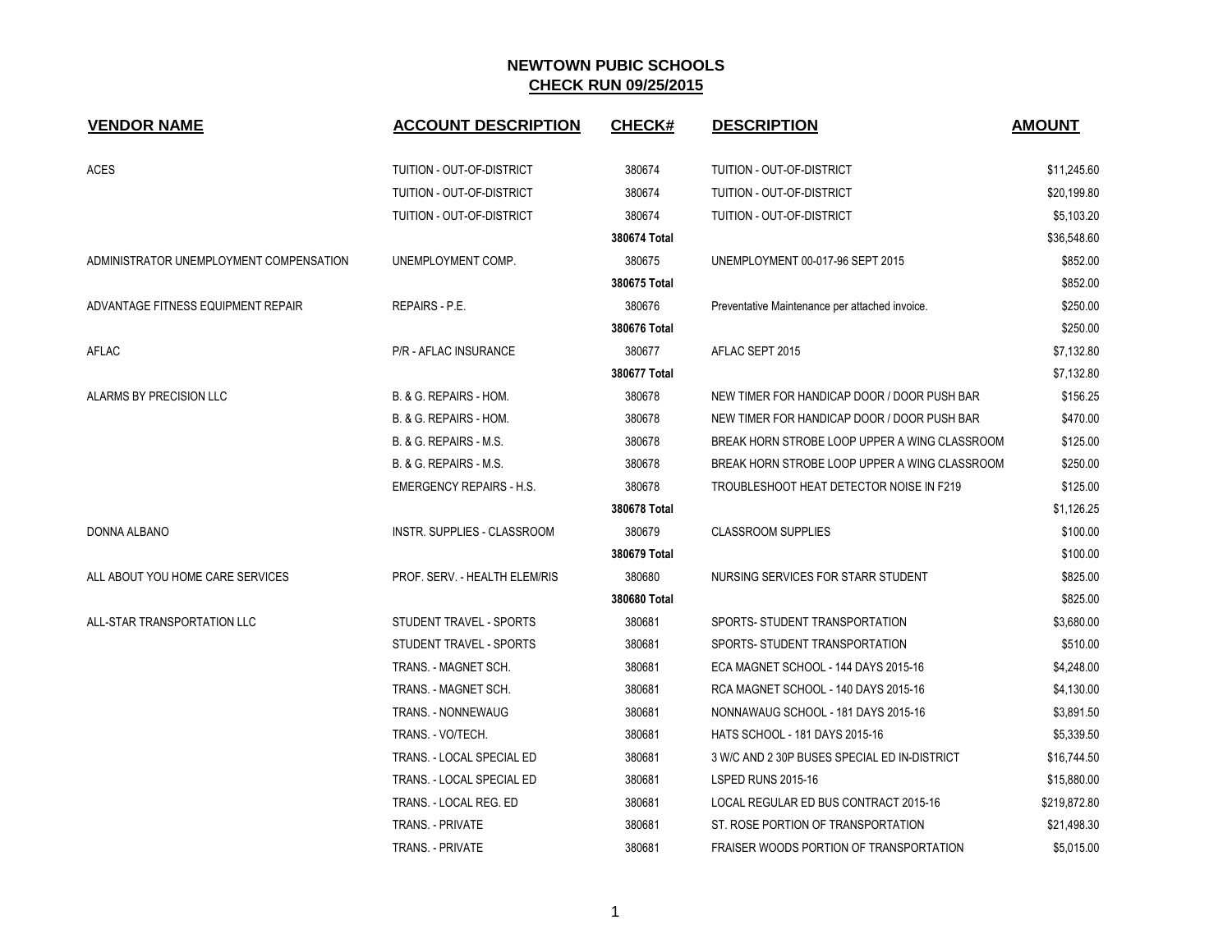# NEWTOWN PUBIC SCHOOLS

## CHECK RUN 09/25/2015

| VENDOR NAME | ACCOUNT DESCRIPTION | CHECK# | DESCRIPTION | AMOUNT |
|---|---|---|---|---|
| ACES | TUITION - OUT-OF-DISTRICT | 380674 | TUITION - OUT-OF-DISTRICT | $11,245.60 |
| | TUITION - OUT-OF-DISTRICT | 380674 | TUITION - OUT-OF-DISTRICT | $20,199.80 |
| | TUITION - OUT-OF-DISTRICT | 380674 | TUITION - OUT-OF-DISTRICT | $5,103.20 |
| | | **380674 Total** | | $36,548.60 |
| ADMINISTRATOR UNEMPLOYMENT COMPENSATION | UNEMPLOYMENT COMP. | 380675 | UNEMPLOYMENT 00-017-96 SEPT 2015 | $852.00 |
| | | **380675 Total** | | $852.00 |
| ADVANTAGE FITNESS EQUIPMENT REPAIR | REPAIRS - P.E. | 380676 | Preventative Maintenance per attached invoice. | $250.00 |
| | | **380676 Total** | | $250.00 |
| AFLAC | P/R - AFLAC INSURANCE | 380677 | AFLAC SEPT 2015 | $7,132.80 |
| | | **380677 Total** | | $7,132.80 |
| ALARMS BY PRECISION LLC | B. & G. REPAIRS - HOM. | 380678 | NEW TIMER FOR HANDICAP DOOR / DOOR PUSH BAR | $156.25 |
| | B. & G. REPAIRS - HOM. | 380678 | NEW TIMER FOR HANDICAP DOOR / DOOR PUSH BAR | $470.00 |
| | B. & G. REPAIRS - M.S. | 380678 | BREAK HORN STROBE LOOP UPPER A WING CLASSROOM | $125.00 |
| | B. & G. REPAIRS - M.S. | 380678 | BREAK HORN STROBE LOOP UPPER A WING CLASSROOM | $250.00 |
| | EMERGENCY REPAIRS - H.S. | 380678 | TROUBLESHOOT HEAT DETECTOR NOISE IN F219 | $125.00 |
| | | **380678 Total** | | $1,126.25 |
| DONNA ALBANO | INSTR. SUPPLIES - CLASSROOM | 380679 | CLASSROOM SUPPLIES | $100.00 |
| | | **380679 Total** | | $100.00 |
| ALL ABOUT YOU HOME CARE SERVICES | PROF. SERV. - HEALTH ELEM/RIS | 380680 | NURSING SERVICES FOR STARR STUDENT | $825.00 |
| | | **380680 Total** | | $825.00 |
| ALL-STAR TRANSPORTATION LLC | STUDENT TRAVEL - SPORTS | 380681 | SPORTS- STUDENT TRANSPORTATION | $3,680.00 |
| | STUDENT TRAVEL - SPORTS | 380681 | SPORTS- STUDENT TRANSPORTATION | $510.00 |
| | TRANS. - MAGNET SCH. | 380681 | ECA MAGNET SCHOOL - 144 DAYS 2015-16 | $4,248.00 |
| | TRANS. - MAGNET SCH. | 380681 | RCA MAGNET SCHOOL - 140 DAYS 2015-16 | $4,130.00 |
| | TRANS. - NONNEWAUG | 380681 | NONNAWAUG SCHOOL - 181 DAYS 2015-16 | $3,891.50 |
| | TRANS. - VO/TECH. | 380681 | HATS SCHOOL - 181 DAYS 2015-16 | $5,339.50 |
| | TRANS. - LOCAL SPECIAL ED | 380681 | 3 W/C AND 2 30P BUSES SPECIAL ED IN-DISTRICT | $16,744.50 |
| | TRANS. - LOCAL SPECIAL ED | 380681 | LSPED RUNS 2015-16 | $15,880.00 |
| | TRANS. - LOCAL REG. ED | 380681 | LOCAL REGULAR ED BUS CONTRACT 2015-16 | $219,872.80 |
| | TRANS. - PRIVATE | 380681 | ST. ROSE PORTION OF TRANSPORTATION | $21,498.30 |
| | TRANS. - PRIVATE | 380681 | FRAISER WOODS PORTION OF TRANSPORTATION | $5,015.00 |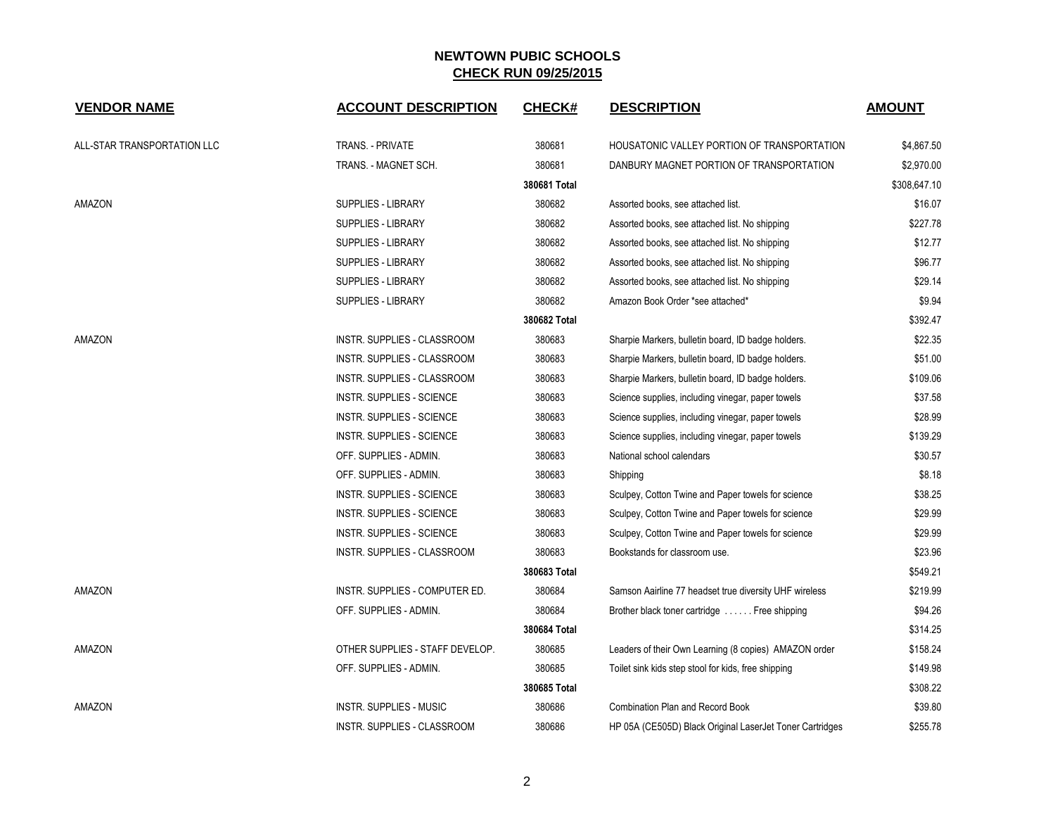## NEWTOWN PUBIC SCHOOLS
## CHECK RUN 09/25/2015

| VENDOR NAME | ACCOUNT DESCRIPTION | CHECK# | DESCRIPTION | AMOUNT |
|---|---|---|---|---|
| ALL-STAR TRANSPORTATION LLC | TRANS. - PRIVATE | 380681 | HOUSATONIC VALLEY PORTION OF TRANSPORTATION | $4,867.50 |
| | TRANS. - MAGNET SCH. | 380681 | DANBURY MAGNET PORTION OF TRANSPORTATION | $2,970.00 |
| | | **380681 Total** | | $308,647.10 |
| AMAZON | SUPPLIES - LIBRARY | 380682 | Assorted books, see attached list. | $16.07 |
| | SUPPLIES - LIBRARY | 380682 | Assorted books, see attached list. No shipping | $227.78 |
| | SUPPLIES - LIBRARY | 380682 | Assorted books, see attached list. No shipping | $12.77 |
| | SUPPLIES - LIBRARY | 380682 | Assorted books, see attached list. No shipping | $96.77 |
| | SUPPLIES - LIBRARY | 380682 | Assorted books, see attached list. No shipping | $29.14 |
| | SUPPLIES - LIBRARY | 380682 | Amazon Book Order *see attached* | $9.94 |
| | | **380682 Total** | | $392.47 |
| AMAZON | INSTR. SUPPLIES - CLASSROOM | 380683 | Sharpie Markers, bulletin board, ID badge holders. | $22.35 |
| | INSTR. SUPPLIES - CLASSROOM | 380683 | Sharpie Markers, bulletin board, ID badge holders. | $51.00 |
| | INSTR. SUPPLIES - CLASSROOM | 380683 | Sharpie Markers, bulletin board, ID badge holders. | $109.06 |
| | INSTR. SUPPLIES - SCIENCE | 380683 | Science supplies, including vinegar, paper towels | $37.58 |
| | INSTR. SUPPLIES - SCIENCE | 380683 | Science supplies, including vinegar, paper towels | $28.99 |
| | INSTR. SUPPLIES - SCIENCE | 380683 | Science supplies, including vinegar, paper towels | $139.29 |
| | OFF. SUPPLIES - ADMIN. | 380683 | National school calendars | $30.57 |
| | OFF. SUPPLIES - ADMIN. | 380683 | Shipping | $8.18 |
| | INSTR. SUPPLIES - SCIENCE | 380683 | Sculpey, Cotton Twine and Paper towels for science | $38.25 |
| | INSTR. SUPPLIES - SCIENCE | 380683 | Sculpey, Cotton Twine and Paper towels for science | $29.99 |
| | INSTR. SUPPLIES - SCIENCE | 380683 | Sculpey, Cotton Twine and Paper towels for science | $29.99 |
| | INSTR. SUPPLIES - CLASSROOM | 380683 | Bookstands for classroom use. | $23.96 |
| | | **380683 Total** | | $549.21 |
| AMAZON | INSTR. SUPPLIES - COMPUTER ED. | 380684 | Samson Aairline 77 headset true diversity UHF wireless | $219.99 |
| | OFF. SUPPLIES - ADMIN. | 380684 | Brother black toner cartridge . . . . . . Free shipping | $94.26 |
| | | **380684 Total** | | $314.25 |
| AMAZON | OTHER SUPPLIES - STAFF DEVELOP. | 380685 | Leaders of their Own Learning (8 copies) AMAZON order | $158.24 |
| | OFF. SUPPLIES - ADMIN. | 380685 | Toilet sink kids step stool for kids, free shipping | $149.98 |
| | | **380685 Total** | | $308.22 |
| AMAZON | INSTR. SUPPLIES - MUSIC | 380686 | Combination Plan and Record Book | $39.80 |
| | INSTR. SUPPLIES - CLASSROOM | 380686 | HP 05A (CE505D) Black Original LaserJet Toner Cartridges | $255.78 |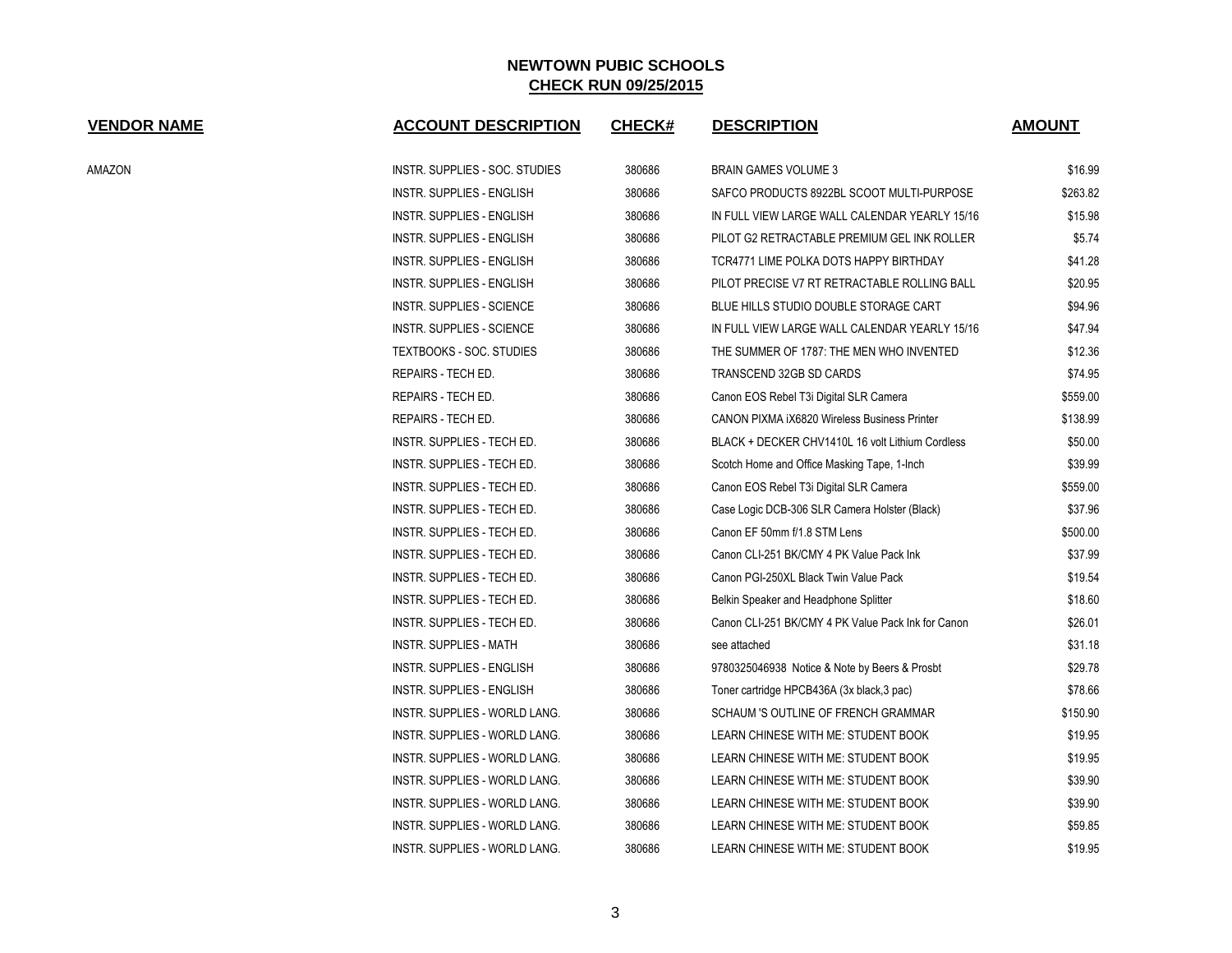## NEWTOWN PUBIC SCHOOLS
## CHECK RUN 09/25/2015

| VENDOR NAME | ACCOUNT DESCRIPTION | CHECK# | DESCRIPTION | AMOUNT |
|---|---|---|---|---|
| AMAZON | INSTR. SUPPLIES - SOC. STUDIES | 380686 | BRAIN GAMES VOLUME 3 | $16.99 |
| | INSTR. SUPPLIES - ENGLISH | 380686 | SAFCO PRODUCTS 8922BL SCOOT MULTI-PURPOSE | $263.82 |
| | INSTR. SUPPLIES - ENGLISH | 380686 | IN FULL VIEW LARGE WALL CALENDAR YEARLY 15/16 | $15.98 |
| | INSTR. SUPPLIES - ENGLISH | 380686 | PILOT G2 RETRACTABLE PREMIUM GEL INK ROLLER | $5.74 |
| | INSTR. SUPPLIES - ENGLISH | 380686 | TCR4771 LIME POLKA DOTS HAPPY BIRTHDAY | $41.28 |
| | INSTR. SUPPLIES - ENGLISH | 380686 | PILOT PRECISE V7 RT RETRACTABLE ROLLING BALL | $20.95 |
| | INSTR. SUPPLIES - SCIENCE | 380686 | BLUE HILLS STUDIO DOUBLE STORAGE CART | $94.96 |
| | INSTR. SUPPLIES - SCIENCE | 380686 | IN FULL VIEW LARGE WALL CALENDAR YEARLY 15/16 | $47.94 |
| | TEXTBOOKS - SOC. STUDIES | 380686 | THE SUMMER OF 1787: THE MEN WHO INVENTED | $12.36 |
| | REPAIRS - TECH ED. | 380686 | TRANSCEND 32GB SD CARDS | $74.95 |
| | REPAIRS - TECH ED. | 380686 | Canon EOS Rebel T3i Digital SLR Camera | $559.00 |
| | REPAIRS - TECH ED. | 380686 | CANON PIXMA iX6820 Wireless Business Printer | $138.99 |
| | INSTR. SUPPLIES - TECH ED. | 380686 | BLACK + DECKER CHV1410L 16 volt Lithium Cordless | $50.00 |
| | INSTR. SUPPLIES - TECH ED. | 380686 | Scotch Home and Office Masking Tape, 1-Inch | $39.99 |
| | INSTR. SUPPLIES - TECH ED. | 380686 | Canon EOS Rebel T3i Digital SLR Camera | $559.00 |
| | INSTR. SUPPLIES - TECH ED. | 380686 | Case Logic DCB-306 SLR Camera Holster (Black) | $37.96 |
| | INSTR. SUPPLIES - TECH ED. | 380686 | Canon EF 50mm f/1.8 STM Lens | $500.00 |
| | INSTR. SUPPLIES - TECH ED. | 380686 | Canon CLI-251 BK/CMY 4 PK Value Pack Ink | $37.99 |
| | INSTR. SUPPLIES - TECH ED. | 380686 | Canon PGI-250XL Black Twin Value Pack | $19.54 |
| | INSTR. SUPPLIES - TECH ED. | 380686 | Belkin Speaker and Headphone Splitter | $18.60 |
| | INSTR. SUPPLIES - TECH ED. | 380686 | Canon CLI-251 BK/CMY 4 PK Value Pack Ink for Canon | $26.01 |
| | INSTR. SUPPLIES - MATH | 380686 | see attached | $31.18 |
| | INSTR. SUPPLIES - ENGLISH | 380686 | 9780325046938 Notice & Note by Beers & Prosbt | $29.78 |
| | INSTR. SUPPLIES - ENGLISH | 380686 | Toner cartridge HPCB436A (3x black,3 pac) | $78.66 |
| | INSTR. SUPPLIES - WORLD LANG. | 380686 | SCHAUM 'S OUTLINE OF FRENCH GRAMMAR | $150.90 |
| | INSTR. SUPPLIES - WORLD LANG. | 380686 | LEARN CHINESE WITH ME: STUDENT BOOK | $19.95 |
| | INSTR. SUPPLIES - WORLD LANG. | 380686 | LEARN CHINESE WITH ME: STUDENT BOOK | $19.95 |
| | INSTR. SUPPLIES - WORLD LANG. | 380686 | LEARN CHINESE WITH ME: STUDENT BOOK | $39.90 |
| | INSTR. SUPPLIES - WORLD LANG. | 380686 | LEARN CHINESE WITH ME: STUDENT BOOK | $39.90 |
| | INSTR. SUPPLIES - WORLD LANG. | 380686 | LEARN CHINESE WITH ME: STUDENT BOOK | $59.85 |
| | INSTR. SUPPLIES - WORLD LANG. | 380686 | LEARN CHINESE WITH ME: STUDENT BOOK | $19.95 |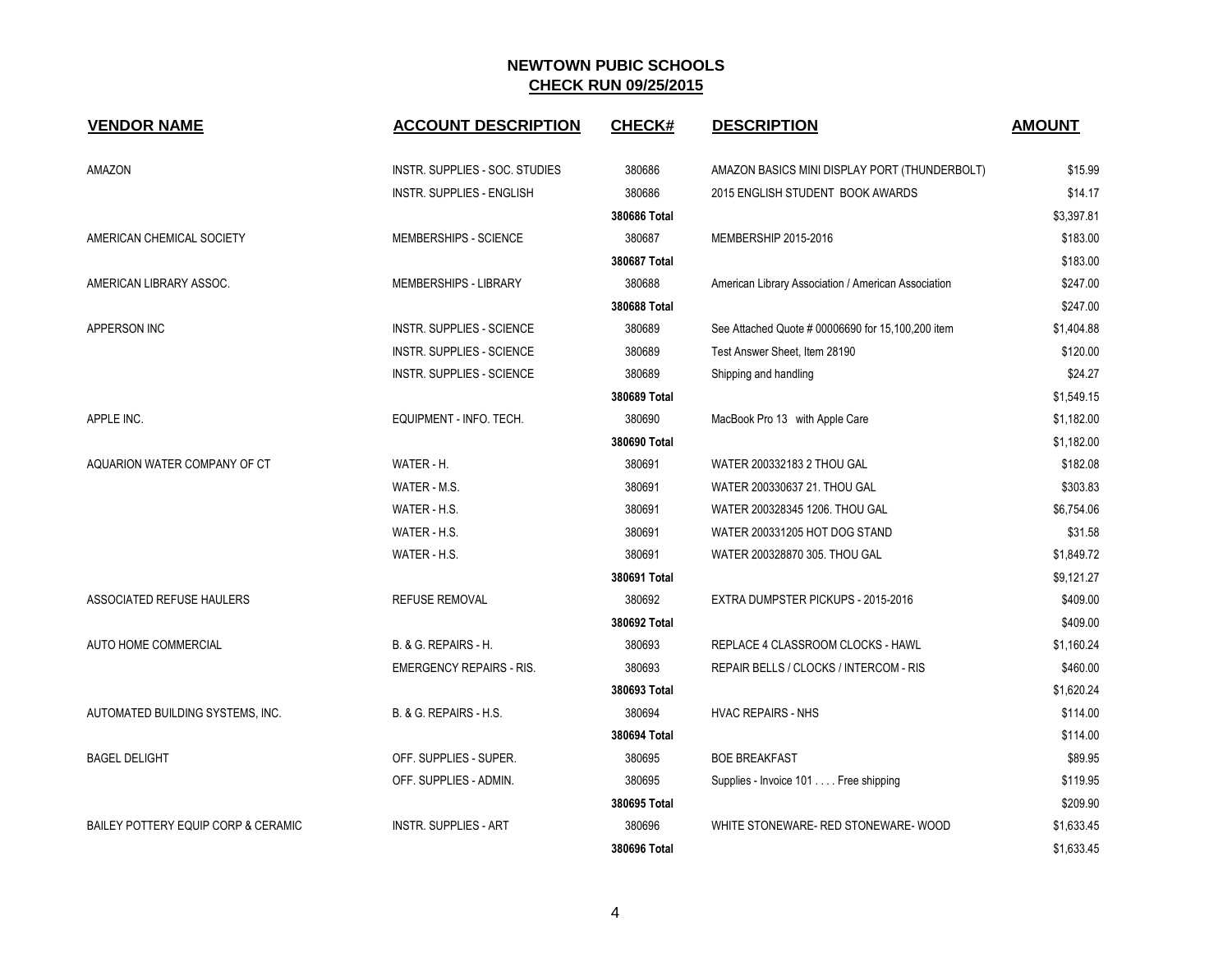**NEWTOWN PUBIC SCHOOLS**

**CHECK RUN 09/25/2015**

| VENDOR NAME | ACCOUNT DESCRIPTION | CHECK# | DESCRIPTION | AMOUNT |
|---|---|---|---|---|
| AMAZON | INSTR. SUPPLIES - SOC. STUDIES | 380686 | AMAZON BASICS MINI DISPLAY PORT (THUNDERBOLT) | $15.99 |
| | INSTR. SUPPLIES - ENGLISH | 380686 | 2015 ENGLISH STUDENT BOOK AWARDS | $14.17 |
| | | **380686 Total** | | $3,397.81 |
| AMERICAN CHEMICAL SOCIETY | MEMBERSHIPS - SCIENCE | 380687 | MEMBERSHIP 2015-2016 | $183.00 |
| | | **380687 Total** | | $183.00 |
| AMERICAN LIBRARY ASSOC. | MEMBERSHIPS - LIBRARY | 380688 | American Library Association / American Association | $247.00 |
| | | **380688 Total** | | $247.00 |
| APPERSON INC | INSTR. SUPPLIES - SCIENCE | 380689 | See Attached Quote # 00006690 for 15,100,200 item | $1,404.88 |
| | INSTR. SUPPLIES - SCIENCE | 380689 | Test Answer Sheet, Item 28190 | $120.00 |
| | INSTR. SUPPLIES - SCIENCE | 380689 | Shipping and handling | $24.27 |
| | | **380689 Total** | | $1,549.15 |
| APPLE INC. | EQUIPMENT - INFO. TECH. | 380690 | MacBook Pro 13 with Apple Care | $1,182.00 |
| | | **380690 Total** | | $1,182.00 |
| AQUARION WATER COMPANY OF CT | WATER - H. | 380691 | WATER 200332183 2 THOU GAL | $182.08 |
| | WATER - M.S. | 380691 | WATER 200330637 21. THOU GAL | $303.83 |
| | WATER - H.S. | 380691 | WATER 200328345 1206. THOU GAL | $6,754.06 |
| | WATER - H.S. | 380691 | WATER 200331205 HOT DOG STAND | $31.58 |
| | WATER - H.S. | 380691 | WATER 200328870 305. THOU GAL | $1,849.72 |
| | | **380691 Total** | | $9,121.27 |
| ASSOCIATED REFUSE HAULERS | REFUSE REMOVAL | 380692 | EXTRA DUMPSTER PICKUPS - 2015-2016 | $409.00 |
| | | **380692 Total** | | $409.00 |
| AUTO HOME COMMERCIAL | B. & G. REPAIRS - H. | 380693 | REPLACE 4 CLASSROOM CLOCKS - HAWL | $1,160.24 |
| | EMERGENCY REPAIRS - RIS. | 380693 | REPAIR BELLS / CLOCKS / INTERCOM - RIS | $460.00 |
| | | **380693 Total** | | $1,620.24 |
| AUTOMATED BUILDING SYSTEMS, INC. | B. & G. REPAIRS - H.S. | 380694 | HVAC REPAIRS - NHS | $114.00 |
| | | **380694 Total** | | $114.00 |
| BAGEL DELIGHT | OFF. SUPPLIES - SUPER. | 380695 | BOE BREAKFAST | $89.95 |
| | OFF. SUPPLIES - ADMIN. | 380695 | Supplies - Invoice 101 . . . . Free shipping | $119.95 |
| | | **380695 Total** | | $209.90 |
| BAILEY POTTERY EQUIP CORP & CERAMIC | INSTR. SUPPLIES - ART | 380696 | WHITE STONEWARE- RED STONEWARE- WOOD | $1,633.45 |
| | | **380696 Total** | | $1,633.45 |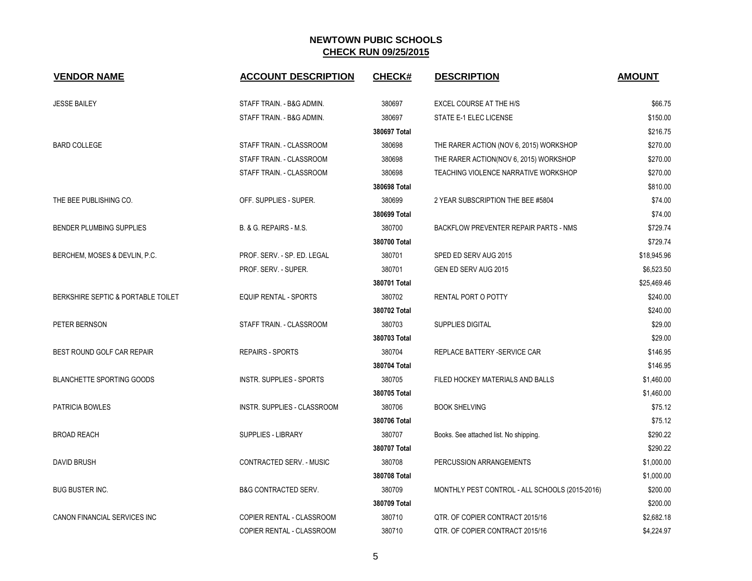## NEWTOWN PUBIC SCHOOLS
## CHECK RUN 09/25/2015

| VENDOR NAME | ACCOUNT DESCRIPTION | CHECK# | DESCRIPTION | AMOUNT |
|---|---|---|---|---|
| JESSE BAILEY | STAFF TRAIN. - B&G ADMIN. | 380697 | EXCEL COURSE AT THE H/S | $66.75 |
| | STAFF TRAIN. - B&G ADMIN. | 380697 | STATE E-1 ELEC LICENSE | $150.00 |
| | | **380697 Total** | | $216.75 |
| BARD COLLEGE | STAFF TRAIN. - CLASSROOM | 380698 | THE RARER ACTION (NOV 6, 2015) WORKSHOP | $270.00 |
| | STAFF TRAIN. - CLASSROOM | 380698 | THE RARER ACTION(NOV 6, 2015) WORKSHOP | $270.00 |
| | STAFF TRAIN. - CLASSROOM | 380698 | TEACHING VIOLENCE NARRATIVE WORKSHOP | $270.00 |
| | | **380698 Total** | | $810.00 |
| THE BEE PUBLISHING CO. | OFF. SUPPLIES - SUPER. | 380699 | 2 YEAR SUBSCRIPTION THE BEE #5804 | $74.00 |
| | | **380699 Total** | | $74.00 |
| BENDER PLUMBING SUPPLIES | B. & G. REPAIRS - M.S. | 380700 | BACKFLOW PREVENTER REPAIR PARTS - NMS | $729.74 |
| | | **380700 Total** | | $729.74 |
| BERCHEM, MOSES & DEVLIN, P.C. | PROF. SERV. - SP. ED. LEGAL | 380701 | SPED ED SERV AUG 2015 | $18,945.96 |
| | PROF. SERV. - SUPER. | 380701 | GEN ED SERV AUG 2015 | $6,523.50 |
| | | **380701 Total** | | $25,469.46 |
| BERKSHIRE SEPTIC & PORTABLE TOILET | EQUIP RENTAL - SPORTS | 380702 | RENTAL PORT O POTTY | $240.00 |
| | | **380702 Total** | | $240.00 |
| PETER BERNSON | STAFF TRAIN. - CLASSROOM | 380703 | SUPPLIES DIGITAL | $29.00 |
| | | **380703 Total** | | $29.00 |
| BEST ROUND GOLF CAR REPAIR | REPAIRS - SPORTS | 380704 | REPLACE BATTERY -SERVICE CAR | $146.95 |
| | | **380704 Total** | | $146.95 |
| BLANCHETTE SPORTING GOODS | INSTR. SUPPLIES - SPORTS | 380705 | FILED HOCKEY MATERIALS AND BALLS | $1,460.00 |
| | | **380705 Total** | | $1,460.00 |
| PATRICIA BOWLES | INSTR. SUPPLIES - CLASSROOM | 380706 | BOOK SHELVING | $75.12 |
| | | **380706 Total** | | $75.12 |
| BROAD REACH | SUPPLIES - LIBRARY | 380707 | Books. See attached list. No shipping. | $290.22 |
| | | **380707 Total** | | $290.22 |
| DAVID BRUSH | CONTRACTED SERV. - MUSIC | 380708 | PERCUSSION ARRANGEMENTS | $1,000.00 |
| | | **380708 Total** | | $1,000.00 |
| BUG BUSTER INC. | B&G CONTRACTED SERV. | 380709 | MONTHLY PEST CONTROL - ALL SCHOOLS (2015-2016) | $200.00 |
| | | **380709 Total** | | $200.00 |
| CANON FINANCIAL SERVICES INC | COPIER RENTAL - CLASSROOM | 380710 | QTR. OF COPIER CONTRACT 2015/16 | $2,682.18 |
| | COPIER RENTAL - CLASSROOM | 380710 | QTR. OF COPIER CONTRACT 2015/16 | $4,224.97 |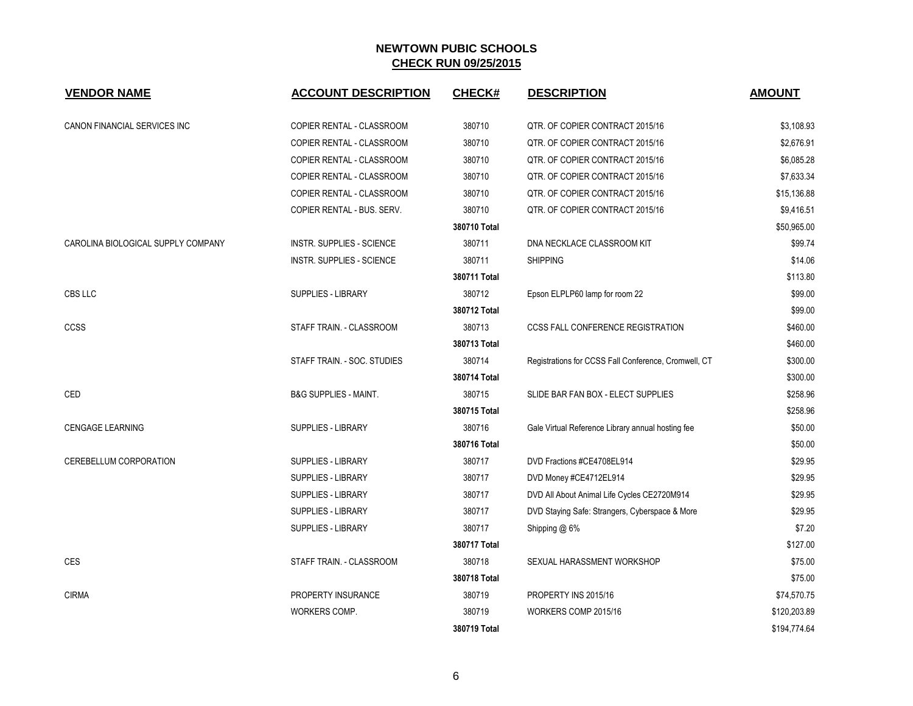## NEWTOWN PUBIC SCHOOLS

## CHECK RUN 09/25/2015

| VENDOR NAME | ACCOUNT DESCRIPTION | CHECK# | DESCRIPTION | AMOUNT |
|---|---|---|---|---|
| CANON FINANCIAL SERVICES INC | COPIER RENTAL - CLASSROOM | 380710 | QTR. OF COPIER CONTRACT 2015/16 | $3,108.93 |
| | COPIER RENTAL - CLASSROOM | 380710 | QTR. OF COPIER CONTRACT 2015/16 | $2,676.91 |
| | COPIER RENTAL - CLASSROOM | 380710 | QTR. OF COPIER CONTRACT 2015/16 | $6,085.28 |
| | COPIER RENTAL - CLASSROOM | 380710 | QTR. OF COPIER CONTRACT 2015/16 | $7,633.34 |
| | COPIER RENTAL - CLASSROOM | 380710 | QTR. OF COPIER CONTRACT 2015/16 | $15,136.88 |
| | COPIER RENTAL - BUS. SERV. | 380710 | QTR. OF COPIER CONTRACT 2015/16 | $9,416.51 |
| | | **380710 Total** | | $50,965.00 |
| CAROLINA BIOLOGICAL SUPPLY COMPANY | INSTR. SUPPLIES - SCIENCE | 380711 | DNA NECKLACE CLASSROOM KIT | $99.74 |
| | INSTR. SUPPLIES - SCIENCE | 380711 | SHIPPING | $14.06 |
| | | **380711 Total** | | $113.80 |
| CBS LLC | SUPPLIES - LIBRARY | 380712 | Epson ELPLP60 lamp for room 22 | $99.00 |
| | | **380712 Total** | | $99.00 |
| CCSS | STAFF TRAIN. - CLASSROOM | 380713 | CCSS FALL CONFERENCE REGISTRATION | $460.00 |
| | | **380713 Total** | | $460.00 |
| | STAFF TRAIN. - SOC. STUDIES | 380714 | Registrations for CCSS Fall Conference, Cromwell, CT | $300.00 |
| | | **380714 Total** | | $300.00 |
| CED | B&G SUPPLIES - MAINT. | 380715 | SLIDE BAR FAN BOX - ELECT SUPPLIES | $258.96 |
| | | **380715 Total** | | $258.96 |
| CENGAGE LEARNING | SUPPLIES - LIBRARY | 380716 | Gale Virtual Reference Library annual hosting fee | $50.00 |
| | | **380716 Total** | | $50.00 |
| CEREBELLUM CORPORATION | SUPPLIES - LIBRARY | 380717 | DVD Fractions #CE4708EL914 | $29.95 |
| | SUPPLIES - LIBRARY | 380717 | DVD Money #CE4712EL914 | $29.95 |
| | SUPPLIES - LIBRARY | 380717 | DVD All About Animal Life Cycles CE2720M914 | $29.95 |
| | SUPPLIES - LIBRARY | 380717 | DVD Staying Safe: Strangers, Cyberspace & More | $29.95 |
| | SUPPLIES - LIBRARY | 380717 | Shipping @ 6% | $7.20 |
| | | **380717 Total** | | $127.00 |
| CES | STAFF TRAIN. - CLASSROOM | 380718 | SEXUAL HARASSMENT WORKSHOP | $75.00 |
| | | **380718 Total** | | $75.00 |
| CIRMA | PROPERTY INSURANCE | 380719 | PROPERTY INS 2015/16 | $74,570.75 |
| | WORKERS COMP. | 380719 | WORKERS COMP 2015/16 | $120,203.89 |
| | | **380719 Total** | | $194,774.64 |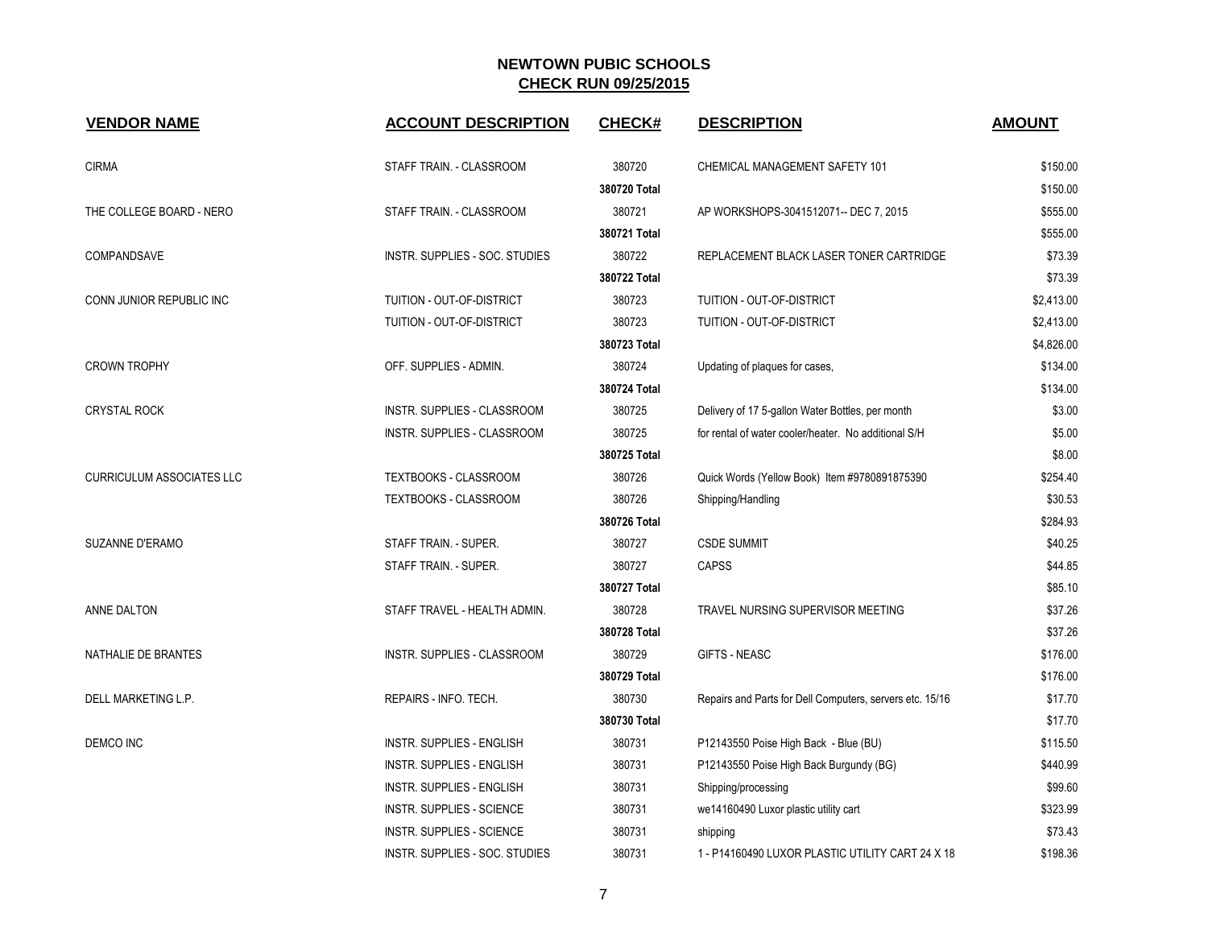## NEWTOWN PUBIC SCHOOLS
## CHECK RUN 09/25/2015

| VENDOR NAME | ACCOUNT DESCRIPTION | CHECK# | DESCRIPTION | AMOUNT |
|---|---|---|---|---|
| CIRMA | STAFF TRAIN. - CLASSROOM | 380720 | CHEMICAL MANAGEMENT SAFETY 101 | $150.00 |
| | | 380720 Total | | $150.00 |
| THE COLLEGE BOARD - NERO | STAFF TRAIN. - CLASSROOM | 380721 | AP WORKSHOPS-3041512071-- DEC 7, 2015 | $555.00 |
| | | 380721 Total | | $555.00 |
| COMPANDSAVE | INSTR. SUPPLIES - SOC. STUDIES | 380722 | REPLACEMENT BLACK LASER TONER CARTRIDGE | $73.39 |
| | | 380722 Total | | $73.39 |
| CONN JUNIOR REPUBLIC INC | TUITION - OUT-OF-DISTRICT | 380723 | TUITION - OUT-OF-DISTRICT | $2,413.00 |
| | TUITION - OUT-OF-DISTRICT | 380723 | TUITION - OUT-OF-DISTRICT | $2,413.00 |
| | | 380723 Total | | $4,826.00 |
| CROWN TROPHY | OFF. SUPPLIES - ADMIN. | 380724 | Updating of plaques for cases, | $134.00 |
| | | 380724 Total | | $134.00 |
| CRYSTAL ROCK | INSTR. SUPPLIES - CLASSROOM | 380725 | Delivery of 17 5-gallon Water Bottles, per month | $3.00 |
| | INSTR. SUPPLIES - CLASSROOM | 380725 | for rental of water cooler/heater. No additional S/H | $5.00 |
| | | 380725 Total | | $8.00 |
| CURRICULUM ASSOCIATES LLC | TEXTBOOKS - CLASSROOM | 380726 | Quick Words (Yellow Book) Item #9780891875390 | $254.40 |
| | TEXTBOOKS - CLASSROOM | 380726 | Shipping/Handling | $30.53 |
| | | 380726 Total | | $284.93 |
| SUZANNE D'ERAMO | STAFF TRAIN. - SUPER. | 380727 | CSDE SUMMIT | $40.25 |
| | STAFF TRAIN. - SUPER. | 380727 | CAPSS | $44.85 |
| | | 380727 Total | | $85.10 |
| ANNE DALTON | STAFF TRAVEL - HEALTH ADMIN. | 380728 | TRAVEL NURSING SUPERVISOR MEETING | $37.26 |
| | | 380728 Total | | $37.26 |
| NATHALIE DE BRANTES | INSTR. SUPPLIES - CLASSROOM | 380729 | GIFTS - NEASC | $176.00 |
| | | 380729 Total | | $176.00 |
| DELL MARKETING L.P. | REPAIRS - INFO. TECH. | 380730 | Repairs and Parts for Dell Computers, servers etc. 15/16 | $17.70 |
| | | 380730 Total | | $17.70 |
| DEMCO INC | INSTR. SUPPLIES - ENGLISH | 380731 | P12143550 Poise High Back - Blue (BU) | $115.50 |
| | INSTR. SUPPLIES - ENGLISH | 380731 | P12143550 Poise High Back Burgundy (BG) | $440.99 |
| | INSTR. SUPPLIES - ENGLISH | 380731 | Shipping/processing | $99.60 |
| | INSTR. SUPPLIES - SCIENCE | 380731 | we14160490 Luxor plastic utility cart | $323.99 |
| | INSTR. SUPPLIES - SCIENCE | 380731 | shipping | $73.43 |
| | INSTR. SUPPLIES - SOC. STUDIES | 380731 | 1 - P14160490 LUXOR PLASTIC UTILITY CART 24 X 18 | $198.36 |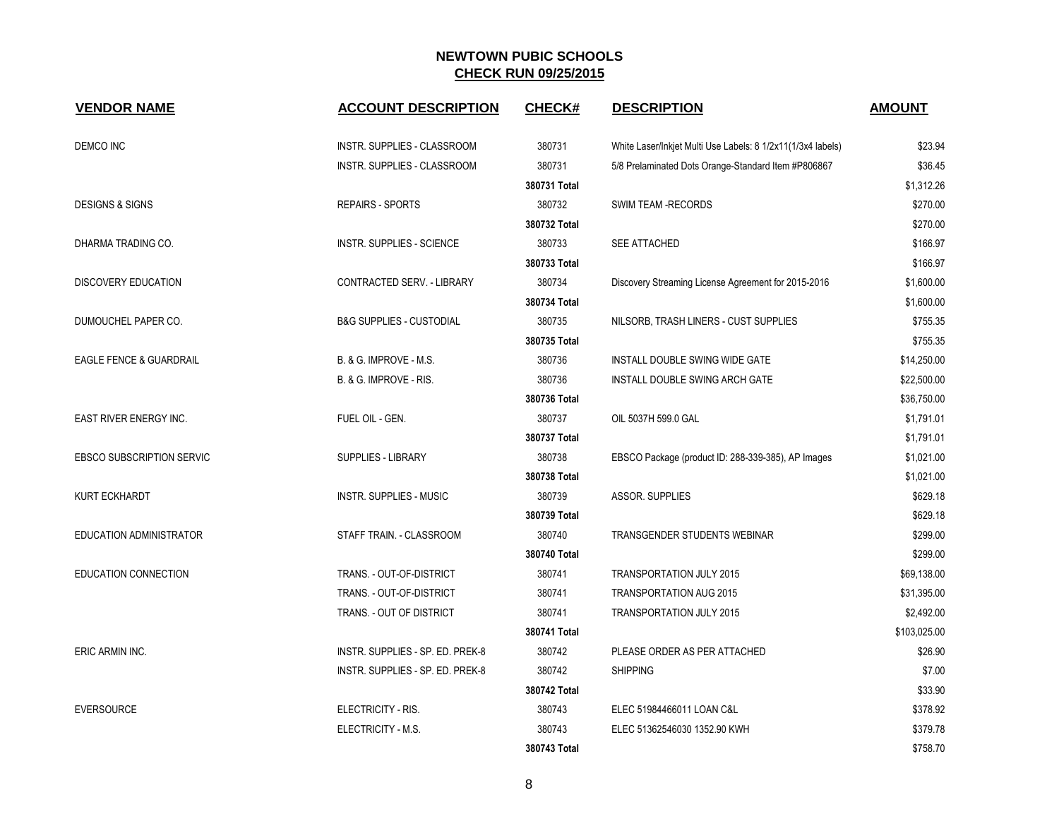**NEWTOWN PUBIC SCHOOLS**

**CHECK RUN 09/25/2015**

| VENDOR NAME | ACCOUNT DESCRIPTION | CHECK# | DESCRIPTION | AMOUNT |
|---|---|---|---|---|
| DEMCO INC | INSTR. SUPPLIES - CLASSROOM | 380731 | White Laser/Inkjet Multi Use Labels: 8 1/2x11(1/3x4 labels) | $23.94 |
| | INSTR. SUPPLIES - CLASSROOM | 380731 | 5/8 Prelaminated Dots Orange-Standard Item #P806867 | $36.45 |
| | | **380731 Total** | | $1,312.26 |
| DESIGNS & SIGNS | REPAIRS - SPORTS | 380732 | SWIM TEAM -RECORDS | $270.00 |
| | | **380732 Total** | | $270.00 |
| DHARMA TRADING CO. | INSTR. SUPPLIES - SCIENCE | 380733 | SEE ATTACHED | $166.97 |
| | | **380733 Total** | | $166.97 |
| DISCOVERY EDUCATION | CONTRACTED SERV. - LIBRARY | 380734 | Discovery Streaming License Agreement for 2015-2016 | $1,600.00 |
| | | **380734 Total** | | $1,600.00 |
| DUMOUCHEL PAPER CO. | B&G SUPPLIES - CUSTODIAL | 380735 | NILSORB, TRASH LINERS - CUST SUPPLIES | $755.35 |
| | | **380735 Total** | | $755.35 |
| EAGLE FENCE & GUARDRAIL | B. & G. IMPROVE - M.S. | 380736 | INSTALL DOUBLE SWING WIDE GATE | $14,250.00 |
| | B. & G. IMPROVE - RIS. | 380736 | INSTALL DOUBLE SWING ARCH GATE | $22,500.00 |
| | | **380736 Total** | | $36,750.00 |
| EAST RIVER ENERGY INC. | FUEL OIL - GEN. | 380737 | OIL 5037H 599.0 GAL | $1,791.01 |
| | | **380737 Total** | | $1,791.01 |
| EBSCO SUBSCRIPTION SERVIC | SUPPLIES - LIBRARY | 380738 | EBSCO Package (product ID: 288-339-385), AP Images | $1,021.00 |
| | | **380738 Total** | | $1,021.00 |
| KURT ECKHARDT | INSTR. SUPPLIES - MUSIC | 380739 | ASSOR. SUPPLIES | $629.18 |
| | | **380739 Total** | | $629.18 |
| EDUCATION ADMINISTRATOR | STAFF TRAIN. - CLASSROOM | 380740 | TRANSGENDER STUDENTS WEBINAR | $299.00 |
| | | **380740 Total** | | $299.00 |
| EDUCATION CONNECTION | TRANS. - OUT-OF-DISTRICT | 380741 | TRANSPORTATION JULY 2015 | $69,138.00 |
| | TRANS. - OUT-OF-DISTRICT | 380741 | TRANSPORTATION AUG 2015 | $31,395.00 |
| | TRANS. - OUT OF DISTRICT | 380741 | TRANSPORTATION JULY 2015 | $2,492.00 |
| | | **380741 Total** | | $103,025.00 |
| ERIC ARMIN INC. | INSTR. SUPPLIES - SP. ED. PREK-8 | 380742 | PLEASE ORDER AS PER ATTACHED | $26.90 |
| | INSTR. SUPPLIES - SP. ED. PREK-8 | 380742 | SHIPPING | $7.00 |
| | | **380742 Total** | | $33.90 |
| EVERSOURCE | ELECTRICITY - RIS. | 380743 | ELEC 51984466011 LOAN C&L | $378.92 |
| | ELECTRICITY - M.S. | 380743 | ELEC 51362546030 1352.90 KWH | $379.78 |
| | | **380743 Total** | | $758.70 |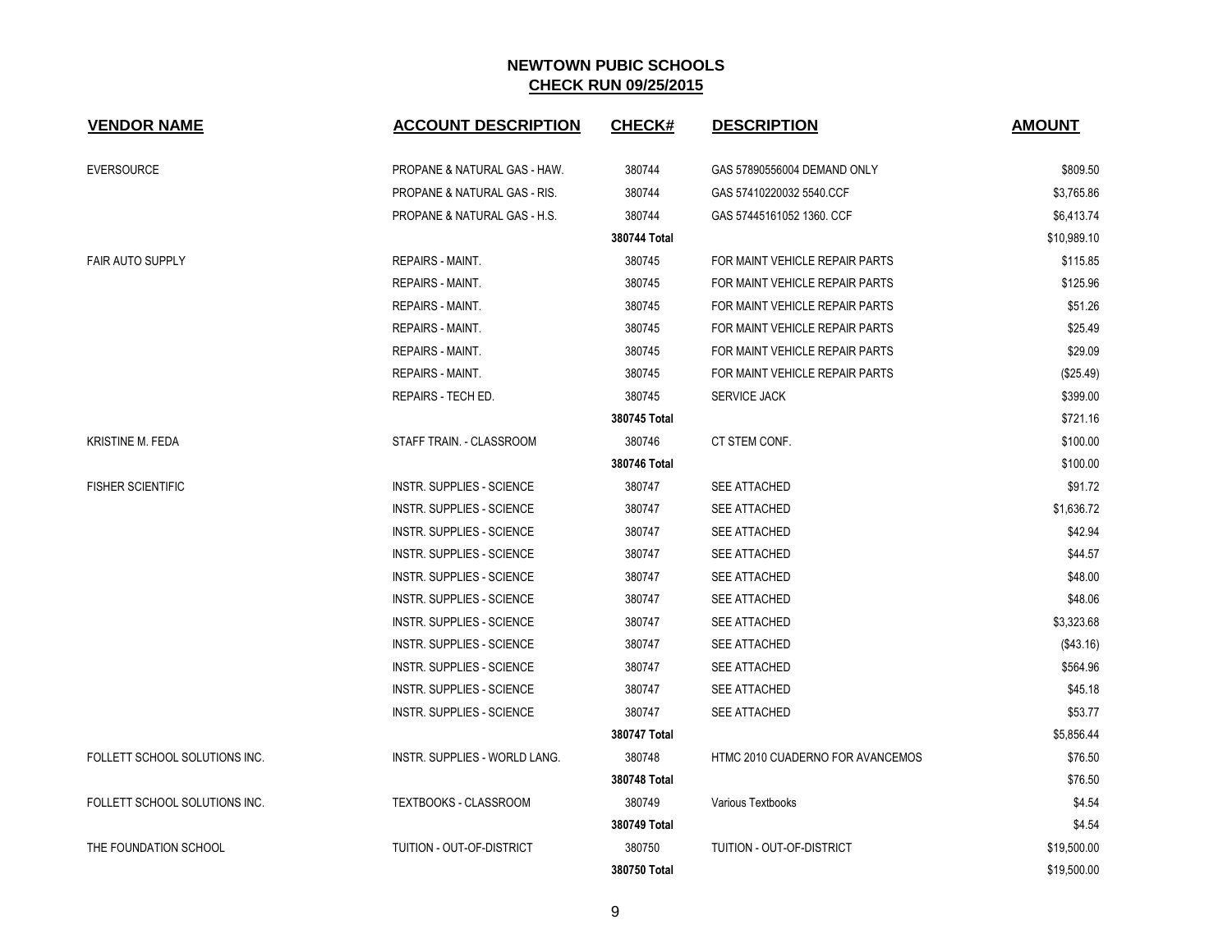## NEWTOWN PUBIC SCHOOLS
### CHECK RUN 09/25/2015

| VENDOR NAME | ACCOUNT DESCRIPTION | CHECK# | DESCRIPTION | AMOUNT |
|---|---|---|---|---|
| EVERSOURCE | PROPANE & NATURAL GAS - HAW. | 380744 | GAS 57890556004 DEMAND ONLY | $809.50 |
| | PROPANE & NATURAL GAS - RIS. | 380744 | GAS 57410220032 5540.CCF | $3,765.86 |
| | PROPANE & NATURAL GAS - H.S. | 380744 | GAS 57445161052 1360. CCF | $6,413.74 |
| | | **380744 Total** | | $10,989.10 |
| FAIR AUTO SUPPLY | REPAIRS - MAINT. | 380745 | FOR MAINT VEHICLE REPAIR PARTS | $115.85 |
| | REPAIRS - MAINT. | 380745 | FOR MAINT VEHICLE REPAIR PARTS | $125.96 |
| | REPAIRS - MAINT. | 380745 | FOR MAINT VEHICLE REPAIR PARTS | $51.26 |
| | REPAIRS - MAINT. | 380745 | FOR MAINT VEHICLE REPAIR PARTS | $25.49 |
| | REPAIRS - MAINT. | 380745 | FOR MAINT VEHICLE REPAIR PARTS | $29.09 |
| | REPAIRS - MAINT. | 380745 | FOR MAINT VEHICLE REPAIR PARTS | ($25.49) |
| | REPAIRS - TECH ED. | 380745 | SERVICE JACK | $399.00 |
| | | **380745 Total** | | $721.16 |
| KRISTINE M. FEDA | STAFF TRAIN. - CLASSROOM | 380746 | CT STEM CONF. | $100.00 |
| | | **380746 Total** | | $100.00 |
| FISHER SCIENTIFIC | INSTR. SUPPLIES - SCIENCE | 380747 | SEE ATTACHED | $91.72 |
| | INSTR. SUPPLIES - SCIENCE | 380747 | SEE ATTACHED | $1,636.72 |
| | INSTR. SUPPLIES - SCIENCE | 380747 | SEE ATTACHED | $42.94 |
| | INSTR. SUPPLIES - SCIENCE | 380747 | SEE ATTACHED | $44.57 |
| | INSTR. SUPPLIES - SCIENCE | 380747 | SEE ATTACHED | $48.00 |
| | INSTR. SUPPLIES - SCIENCE | 380747 | SEE ATTACHED | $48.06 |
| | INSTR. SUPPLIES - SCIENCE | 380747 | SEE ATTACHED | $3,323.68 |
| | INSTR. SUPPLIES - SCIENCE | 380747 | SEE ATTACHED | ($43.16) |
| | INSTR. SUPPLIES - SCIENCE | 380747 | SEE ATTACHED | $564.96 |
| | INSTR. SUPPLIES - SCIENCE | 380747 | SEE ATTACHED | $45.18 |
| | INSTR. SUPPLIES - SCIENCE | 380747 | SEE ATTACHED | $53.77 |
| | | **380747 Total** | | $5,856.44 |
| FOLLETT SCHOOL SOLUTIONS INC. | INSTR. SUPPLIES - WORLD LANG. | 380748 | HTMC 2010 CUADERNO FOR AVANCEMOS | $76.50 |
| | | **380748 Total** | | $76.50 |
| FOLLETT SCHOOL SOLUTIONS INC. | TEXTBOOKS - CLASSROOM | 380749 | Various Textbooks | $4.54 |
| | | **380749 Total** | | $4.54 |
| THE FOUNDATION SCHOOL | TUITION - OUT-OF-DISTRICT | 380750 | TUITION - OUT-OF-DISTRICT | $19,500.00 |
| | | **380750 Total** | | $19,500.00 |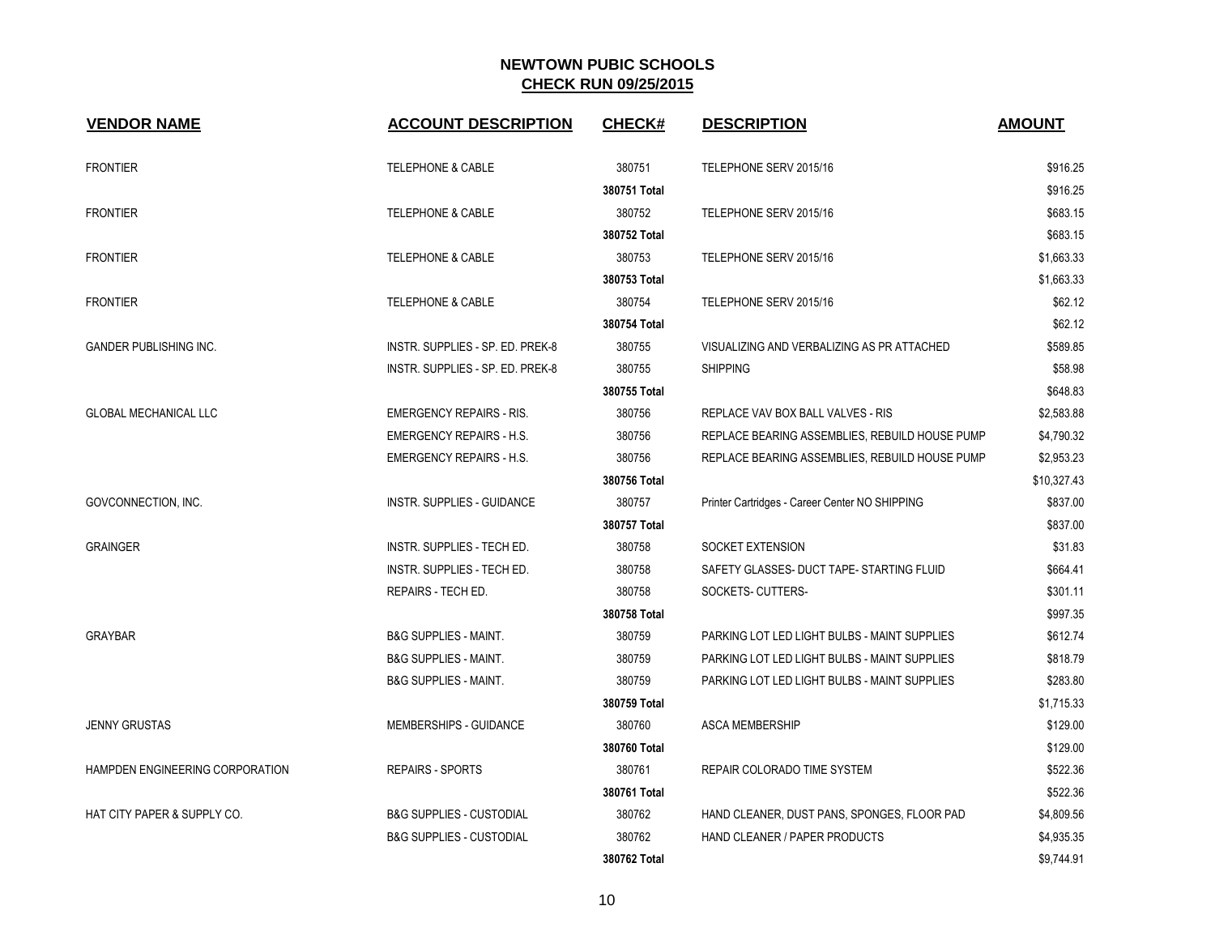# NEWTOWN PUBIC SCHOOLS

## CHECK RUN 09/25/2015

| VENDOR NAME | ACCOUNT DESCRIPTION | CHECK# | DESCRIPTION | AMOUNT |
|---|---|---|---|---|
| FRONTIER | TELEPHONE & CABLE | 380751 | TELEPHONE SERV 2015/16 | $916.25 |
| | | **380751 Total** | | $916.25 |
| FRONTIER | TELEPHONE & CABLE | 380752 | TELEPHONE SERV 2015/16 | $683.15 |
| | | **380752 Total** | | $683.15 |
| FRONTIER | TELEPHONE & CABLE | 380753 | TELEPHONE SERV 2015/16 | $1,663.33 |
| | | **380753 Total** | | $1,663.33 |
| FRONTIER | TELEPHONE & CABLE | 380754 | TELEPHONE SERV 2015/16 | $62.12 |
| | | **380754 Total** | | $62.12 |
| GANDER PUBLISHING INC. | INSTR. SUPPLIES - SP. ED. PREK-8 | 380755 | VISUALIZING AND VERBALIZING AS PR ATTACHED | $589.85 |
| | INSTR. SUPPLIES - SP. ED. PREK-8 | 380755 | SHIPPING | $58.98 |
| | | **380755 Total** | | $648.83 |
| GLOBAL MECHANICAL LLC | EMERGENCY REPAIRS - RIS. | 380756 | REPLACE VAV BOX BALL VALVES - RIS | $2,583.88 |
| | EMERGENCY REPAIRS - H.S. | 380756 | REPLACE BEARING ASSEMBLIES, REBUILD HOUSE PUMP | $4,790.32 |
| | EMERGENCY REPAIRS - H.S. | 380756 | REPLACE BEARING ASSEMBLIES, REBUILD HOUSE PUMP | $2,953.23 |
| | | **380756 Total** | | $10,327.43 |
| GOVCONNECTION, INC. | INSTR. SUPPLIES - GUIDANCE | 380757 | Printer Cartridges - Career Center NO SHIPPING | $837.00 |
| | | **380757 Total** | | $837.00 |
| GRAINGER | INSTR. SUPPLIES - TECH ED. | 380758 | SOCKET EXTENSION | $31.83 |
| | INSTR. SUPPLIES - TECH ED. | 380758 | SAFETY GLASSES- DUCT TAPE- STARTING FLUID | $664.41 |
| | REPAIRS - TECH ED. | 380758 | SOCKETS- CUTTERS- | $301.11 |
| | | **380758 Total** | | $997.35 |
| GRAYBAR | B&G SUPPLIES - MAINT. | 380759 | PARKING LOT LED LIGHT BULBS - MAINT SUPPLIES | $612.74 |
| | B&G SUPPLIES - MAINT. | 380759 | PARKING LOT LED LIGHT BULBS - MAINT SUPPLIES | $818.79 |
| | B&G SUPPLIES - MAINT. | 380759 | PARKING LOT LED LIGHT BULBS - MAINT SUPPLIES | $283.80 |
| | | **380759 Total** | | $1,715.33 |
| JENNY GRUSTAS | MEMBERSHIPS - GUIDANCE | 380760 | ASCA MEMBERSHIP | $129.00 |
| | | **380760 Total** | | $129.00 |
| HAMPDEN ENGINEERING CORPORATION | REPAIRS - SPORTS | 380761 | REPAIR COLORADO TIME SYSTEM | $522.36 |
| | | **380761 Total** | | $522.36 |
| HAT CITY PAPER & SUPPLY CO. | B&G SUPPLIES - CUSTODIAL | 380762 | HAND CLEANER, DUST PANS, SPONGES, FLOOR PAD | $4,809.56 |
| | B&G SUPPLIES - CUSTODIAL | 380762 | HAND CLEANER / PAPER PRODUCTS | $4,935.35 |
| | | **380762 Total** | | $9,744.91 |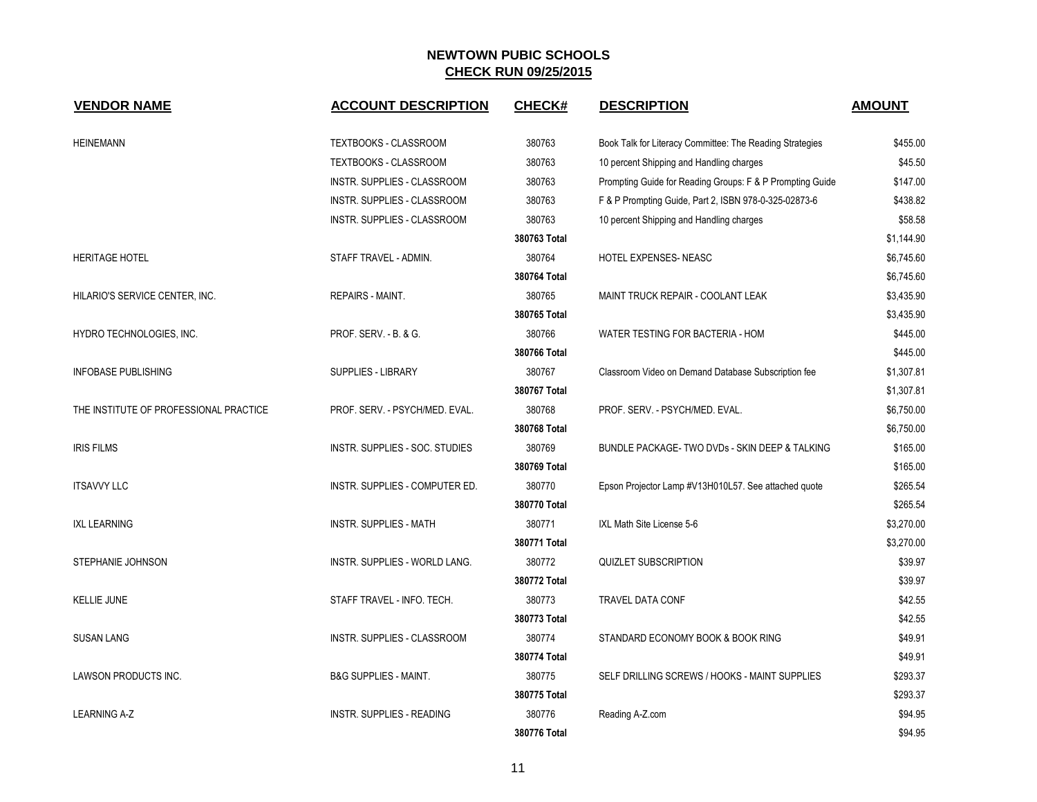# NEWTOWN PUBIC SCHOOLS

## CHECK RUN 09/25/2015

| VENDOR NAME | ACCOUNT DESCRIPTION | CHECK# | DESCRIPTION | AMOUNT |
|---|---|---|---|---|
| HEINEMANN | TEXTBOOKS - CLASSROOM | 380763 | Book Talk for Literacy Committee: The Reading Strategies | $455.00 |
| | TEXTBOOKS - CLASSROOM | 380763 | 10 percent Shipping and Handling charges | $45.50 |
| | INSTR. SUPPLIES - CLASSROOM | 380763 | Prompting Guide for Reading Groups: F & P Prompting Guide | $147.00 |
| | INSTR. SUPPLIES - CLASSROOM | 380763 | F & P Prompting Guide, Part 2, ISBN 978-0-325-02873-6 | $438.82 |
| | INSTR. SUPPLIES - CLASSROOM | 380763 | 10 percent Shipping and Handling charges | $58.58 |
| | | **380763 Total** | | $1,144.90 |
| HERITAGE HOTEL | STAFF TRAVEL - ADMIN. | 380764 | HOTEL EXPENSES- NEASC | $6,745.60 |
| | | **380764 Total** | | $6,745.60 |
| HILARIO'S SERVICE CENTER, INC. | REPAIRS - MAINT. | 380765 | MAINT TRUCK REPAIR - COOLANT LEAK | $3,435.90 |
| | | **380765 Total** | | $3,435.90 |
| HYDRO TECHNOLOGIES, INC. | PROF. SERV. - B. & G. | 380766 | WATER TESTING FOR BACTERIA - HOM | $445.00 |
| | | **380766 Total** | | $445.00 |
| INFOBASE PUBLISHING | SUPPLIES - LIBRARY | 380767 | Classroom Video on Demand Database Subscription fee | $1,307.81 |
| | | **380767 Total** | | $1,307.81 |
| THE INSTITUTE OF PROFESSIONAL PRACTICE | PROF. SERV. - PSYCH/MED. EVAL. | 380768 | PROF. SERV. - PSYCH/MED. EVAL. | $6,750.00 |
| | | **380768 Total** | | $6,750.00 |
| IRIS FILMS | INSTR. SUPPLIES - SOC. STUDIES | 380769 | BUNDLE PACKAGE- TWO DVDs - SKIN DEEP & TALKING | $165.00 |
| | | **380769 Total** | | $165.00 |
| ITSAVVY LLC | INSTR. SUPPLIES - COMPUTER ED. | 380770 | Epson Projector Lamp #V13H010L57. See attached quote | $265.54 |
| | | **380770 Total** | | $265.54 |
| IXL LEARNING | INSTR. SUPPLIES - MATH | 380771 | IXL Math Site License 5-6 | $3,270.00 |
| | | **380771 Total** | | $3,270.00 |
| STEPHANIE JOHNSON | INSTR. SUPPLIES - WORLD LANG. | 380772 | QUIZLET SUBSCRIPTION | $39.97 |
| | | **380772 Total** | | $39.97 |
| KELLIE JUNE | STAFF TRAVEL - INFO. TECH. | 380773 | TRAVEL DATA CONF | $42.55 |
| | | **380773 Total** | | $42.55 |
| SUSAN LANG | INSTR. SUPPLIES - CLASSROOM | 380774 | STANDARD ECONOMY BOOK & BOOK RING | $49.91 |
| | | **380774 Total** | | $49.91 |
| LAWSON PRODUCTS INC. | B&G SUPPLIES - MAINT. | 380775 | SELF DRILLING SCREWS / HOOKS - MAINT SUPPLIES | $293.37 |
| | | **380775 Total** | | $293.37 |
| LEARNING A-Z | INSTR. SUPPLIES - READING | 380776 | Reading A-Z.com | $94.95 |
| | | **380776 Total** | | $94.95 |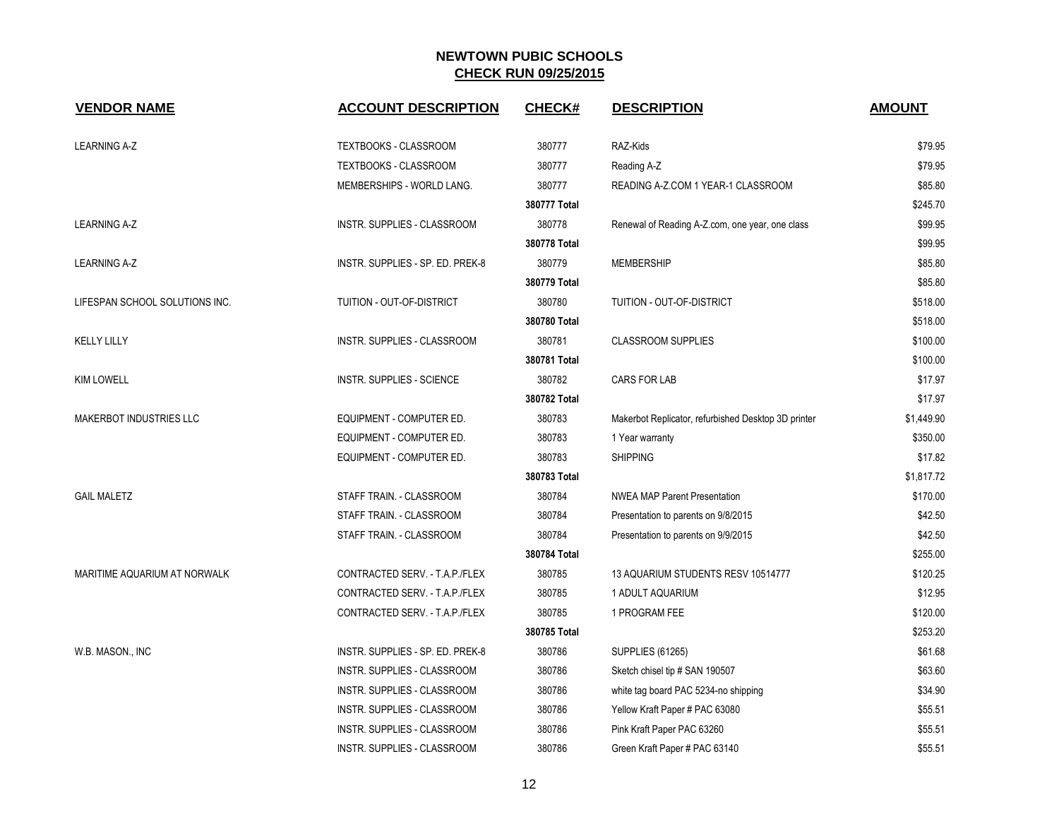# NEWTOWN PUBIC SCHOOLS

## CHECK RUN 09/25/2015

| VENDOR NAME | ACCOUNT DESCRIPTION | CHECK# | DESCRIPTION | AMOUNT |
|---|---|---|---|---|
| LEARNING A-Z | TEXTBOOKS - CLASSROOM | 380777 | RAZ-Kids | $79.95 |
| | TEXTBOOKS - CLASSROOM | 380777 | Reading A-Z | $79.95 |
| | MEMBERSHIPS - WORLD LANG. | 380777 | READING A-Z.COM 1 YEAR-1 CLASSROOM | $85.80 |
| | | **380777 Total** | | $245.70 |
| LEARNING A-Z | INSTR. SUPPLIES - CLASSROOM | 380778 | Renewal of Reading A-Z.com, one year, one class | $99.95 |
| | | **380778 Total** | | $99.95 |
| LEARNING A-Z | INSTR. SUPPLIES - SP. ED. PREK-8 | 380779 | MEMBERSHIP | $85.80 |
| | | **380779 Total** | | $85.80 |
| LIFESPAN SCHOOL SOLUTIONS INC. | TUITION - OUT-OF-DISTRICT | 380780 | TUITION - OUT-OF-DISTRICT | $518.00 |
| | | **380780 Total** | | $518.00 |
| KELLY LILLY | INSTR. SUPPLIES - CLASSROOM | 380781 | CLASSROOM SUPPLIES | $100.00 |
| | | **380781 Total** | | $100.00 |
| KIM LOWELL | INSTR. SUPPLIES - SCIENCE | 380782 | CARS FOR LAB | $17.97 |
| | | **380782 Total** | | $17.97 |
| MAKERBOT INDUSTRIES LLC | EQUIPMENT - COMPUTER ED. | 380783 | Makerbot Replicator, refurbished Desktop 3D printer | $1,449.90 |
| | EQUIPMENT - COMPUTER ED. | 380783 | 1 Year warranty | $350.00 |
| | EQUIPMENT - COMPUTER ED. | 380783 | SHIPPING | $17.82 |
| | | **380783 Total** | | $1,817.72 |
| GAIL MALETZ | STAFF TRAIN. - CLASSROOM | 380784 | NWEA MAP Parent Presentation | $170.00 |
| | STAFF TRAIN. - CLASSROOM | 380784 | Presentation to parents on 9/8/2015 | $42.50 |
| | STAFF TRAIN. - CLASSROOM | 380784 | Presentation to parents on 9/9/2015 | $42.50 |
| | | **380784 Total** | | $255.00 |
| MARITIME AQUARIUM AT NORWALK | CONTRACTED SERV. - T.A.P./FLEX | 380785 | 13 AQUARIUM STUDENTS RESV 10514777 | $120.25 |
| | CONTRACTED SERV. - T.A.P./FLEX | 380785 | 1 ADULT AQUARIUM | $12.95 |
| | CONTRACTED SERV. - T.A.P./FLEX | 380785 | 1 PROGRAM FEE | $120.00 |
| | | **380785 Total** | | $253.20 |
| W.B. MASON., INC | INSTR. SUPPLIES - SP. ED. PREK-8 | 380786 | SUPPLIES (61265) | $61.68 |
| | INSTR. SUPPLIES - CLASSROOM | 380786 | Sketch chisel tip # SAN 190507 | $63.60 |
| | INSTR. SUPPLIES - CLASSROOM | 380786 | white tag board PAC 5234-no shipping | $34.90 |
| | INSTR. SUPPLIES - CLASSROOM | 380786 | Yellow Kraft Paper # PAC 63080 | $55.51 |
| | INSTR. SUPPLIES - CLASSROOM | 380786 | Pink Kraft Paper PAC 63260 | $55.51 |
| | INSTR. SUPPLIES - CLASSROOM | 380786 | Green Kraft Paper # PAC 63140 | $55.51 |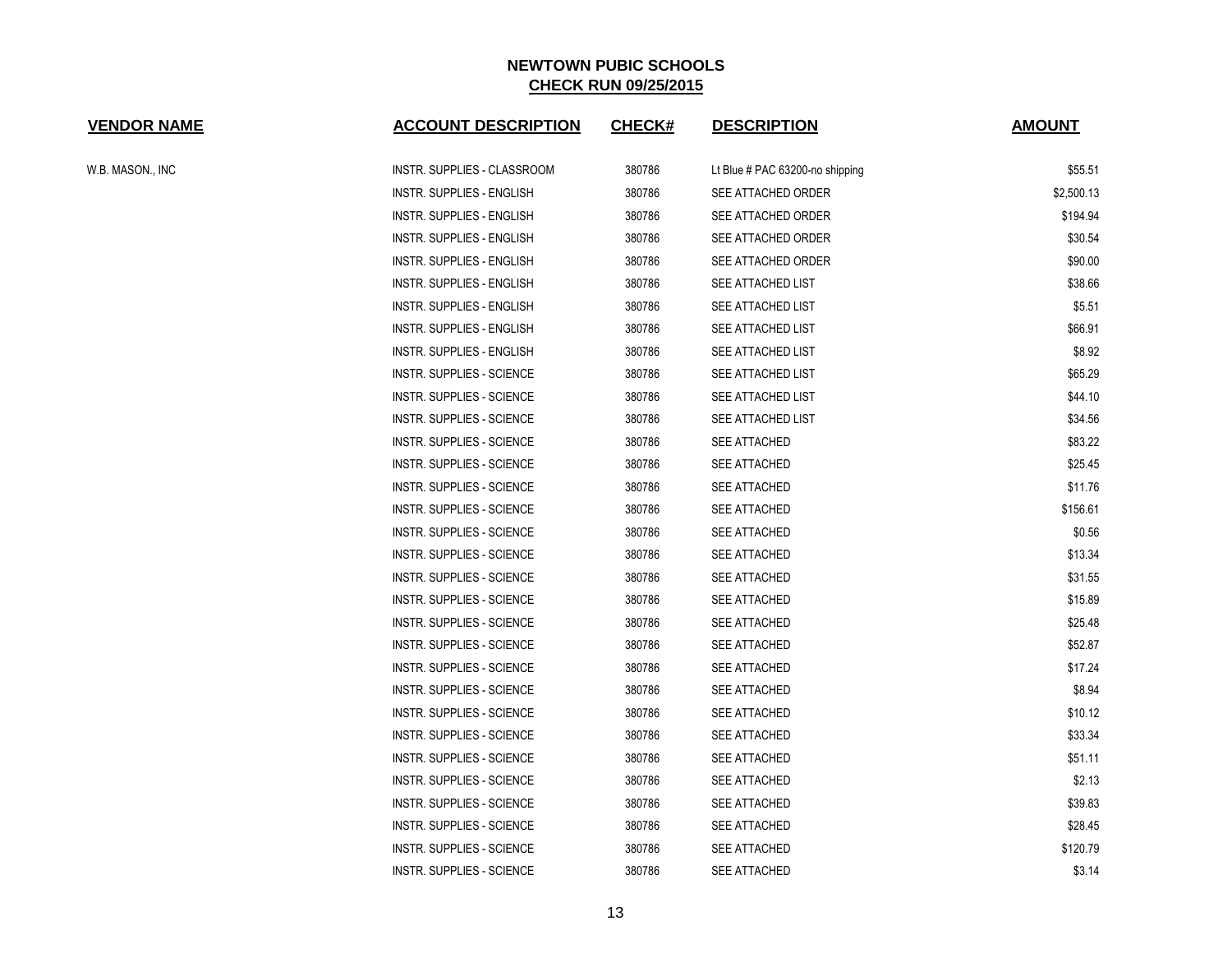# NEWTOWN PUBIC SCHOOLS

## CHECK RUN 09/25/2015

| VENDOR NAME | ACCOUNT DESCRIPTION | CHECK# | DESCRIPTION | AMOUNT |
|---|---|---|---|---|
| W.B. MASON., INC | INSTR. SUPPLIES - CLASSROOM | 380786 | Lt Blue # PAC 63200-no shipping | $55.51 |
| | INSTR. SUPPLIES - ENGLISH | 380786 | SEE ATTACHED ORDER | $2,500.13 |
| | INSTR. SUPPLIES - ENGLISH | 380786 | SEE ATTACHED ORDER | $194.94 |
| | INSTR. SUPPLIES - ENGLISH | 380786 | SEE ATTACHED ORDER | $30.54 |
| | INSTR. SUPPLIES - ENGLISH | 380786 | SEE ATTACHED ORDER | $90.00 |
| | INSTR. SUPPLIES - ENGLISH | 380786 | SEE ATTACHED LIST | $38.66 |
| | INSTR. SUPPLIES - ENGLISH | 380786 | SEE ATTACHED LIST | $5.51 |
| | INSTR. SUPPLIES - ENGLISH | 380786 | SEE ATTACHED LIST | $66.91 |
| | INSTR. SUPPLIES - ENGLISH | 380786 | SEE ATTACHED LIST | $8.92 |
| | INSTR. SUPPLIES - SCIENCE | 380786 | SEE ATTACHED LIST | $65.29 |
| | INSTR. SUPPLIES - SCIENCE | 380786 | SEE ATTACHED LIST | $44.10 |
| | INSTR. SUPPLIES - SCIENCE | 380786 | SEE ATTACHED LIST | $34.56 |
| | INSTR. SUPPLIES - SCIENCE | 380786 | SEE ATTACHED | $83.22 |
| | INSTR. SUPPLIES - SCIENCE | 380786 | SEE ATTACHED | $25.45 |
| | INSTR. SUPPLIES - SCIENCE | 380786 | SEE ATTACHED | $11.76 |
| | INSTR. SUPPLIES - SCIENCE | 380786 | SEE ATTACHED | $156.61 |
| | INSTR. SUPPLIES - SCIENCE | 380786 | SEE ATTACHED | $0.56 |
| | INSTR. SUPPLIES - SCIENCE | 380786 | SEE ATTACHED | $13.34 |
| | INSTR. SUPPLIES - SCIENCE | 380786 | SEE ATTACHED | $31.55 |
| | INSTR. SUPPLIES - SCIENCE | 380786 | SEE ATTACHED | $15.89 |
| | INSTR. SUPPLIES - SCIENCE | 380786 | SEE ATTACHED | $25.48 |
| | INSTR. SUPPLIES - SCIENCE | 380786 | SEE ATTACHED | $52.87 |
| | INSTR. SUPPLIES - SCIENCE | 380786 | SEE ATTACHED | $17.24 |
| | INSTR. SUPPLIES - SCIENCE | 380786 | SEE ATTACHED | $8.94 |
| | INSTR. SUPPLIES - SCIENCE | 380786 | SEE ATTACHED | $10.12 |
| | INSTR. SUPPLIES - SCIENCE | 380786 | SEE ATTACHED | $33.34 |
| | INSTR. SUPPLIES - SCIENCE | 380786 | SEE ATTACHED | $51.11 |
| | INSTR. SUPPLIES - SCIENCE | 380786 | SEE ATTACHED | $2.13 |
| | INSTR. SUPPLIES - SCIENCE | 380786 | SEE ATTACHED | $39.83 |
| | INSTR. SUPPLIES - SCIENCE | 380786 | SEE ATTACHED | $28.45 |
| | INSTR. SUPPLIES - SCIENCE | 380786 | SEE ATTACHED | $120.79 |
| | INSTR. SUPPLIES - SCIENCE | 380786 | SEE ATTACHED | $3.14 |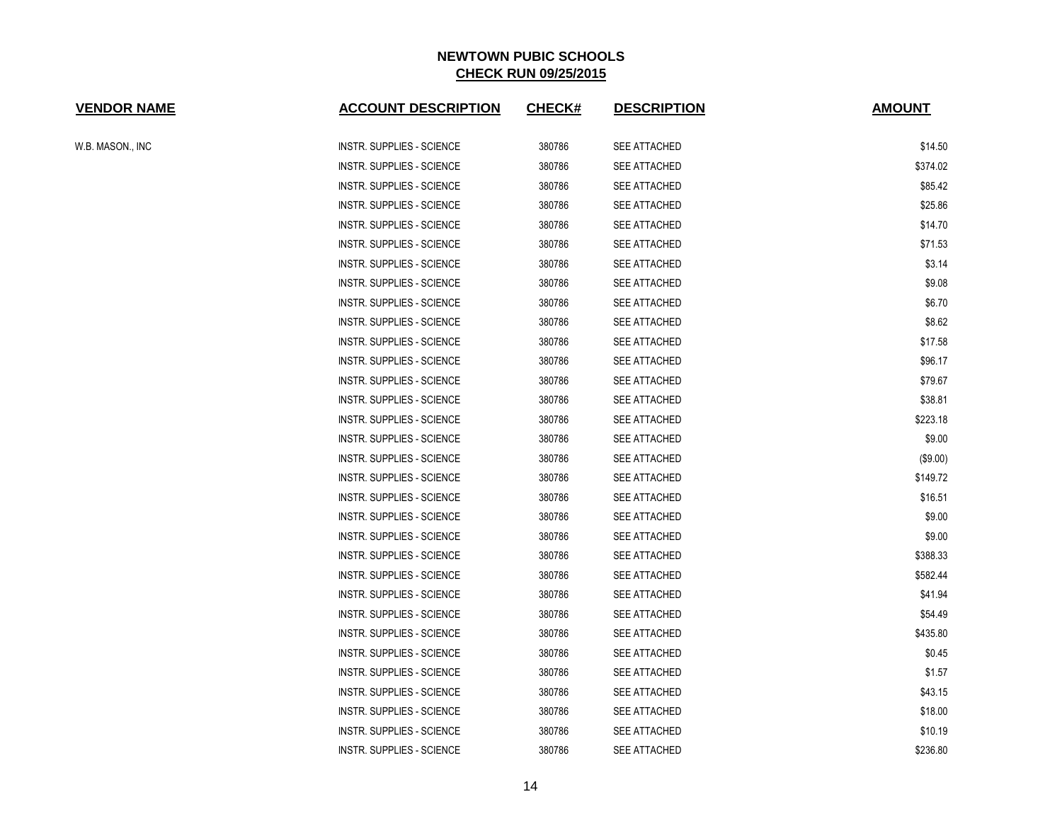**NEWTOWN PUBIC SCHOOLS**
**CHECK RUN 09/25/2015**

| VENDOR NAME | ACCOUNT DESCRIPTION | CHECK# | DESCRIPTION | AMOUNT |
|---|---|---|---|---|
| W.B. MASON., INC | INSTR. SUPPLIES - SCIENCE | 380786 | SEE ATTACHED | $14.50 |
| | INSTR. SUPPLIES - SCIENCE | 380786 | SEE ATTACHED | $374.02 |
| | INSTR. SUPPLIES - SCIENCE | 380786 | SEE ATTACHED | $85.42 |
| | INSTR. SUPPLIES - SCIENCE | 380786 | SEE ATTACHED | $25.86 |
| | INSTR. SUPPLIES - SCIENCE | 380786 | SEE ATTACHED | $14.70 |
| | INSTR. SUPPLIES - SCIENCE | 380786 | SEE ATTACHED | $71.53 |
| | INSTR. SUPPLIES - SCIENCE | 380786 | SEE ATTACHED | $3.14 |
| | INSTR. SUPPLIES - SCIENCE | 380786 | SEE ATTACHED | $9.08 |
| | INSTR. SUPPLIES - SCIENCE | 380786 | SEE ATTACHED | $6.70 |
| | INSTR. SUPPLIES - SCIENCE | 380786 | SEE ATTACHED | $8.62 |
| | INSTR. SUPPLIES - SCIENCE | 380786 | SEE ATTACHED | $17.58 |
| | INSTR. SUPPLIES - SCIENCE | 380786 | SEE ATTACHED | $96.17 |
| | INSTR. SUPPLIES - SCIENCE | 380786 | SEE ATTACHED | $79.67 |
| | INSTR. SUPPLIES - SCIENCE | 380786 | SEE ATTACHED | $38.81 |
| | INSTR. SUPPLIES - SCIENCE | 380786 | SEE ATTACHED | $223.18 |
| | INSTR. SUPPLIES - SCIENCE | 380786 | SEE ATTACHED | $9.00 |
| | INSTR. SUPPLIES - SCIENCE | 380786 | SEE ATTACHED | ($9.00) |
| | INSTR. SUPPLIES - SCIENCE | 380786 | SEE ATTACHED | $149.72 |
| | INSTR. SUPPLIES - SCIENCE | 380786 | SEE ATTACHED | $16.51 |
| | INSTR. SUPPLIES - SCIENCE | 380786 | SEE ATTACHED | $9.00 |
| | INSTR. SUPPLIES - SCIENCE | 380786 | SEE ATTACHED | $9.00 |
| | INSTR. SUPPLIES - SCIENCE | 380786 | SEE ATTACHED | $388.33 |
| | INSTR. SUPPLIES - SCIENCE | 380786 | SEE ATTACHED | $582.44 |
| | INSTR. SUPPLIES - SCIENCE | 380786 | SEE ATTACHED | $41.94 |
| | INSTR. SUPPLIES - SCIENCE | 380786 | SEE ATTACHED | $54.49 |
| | INSTR. SUPPLIES - SCIENCE | 380786 | SEE ATTACHED | $435.80 |
| | INSTR. SUPPLIES - SCIENCE | 380786 | SEE ATTACHED | $0.45 |
| | INSTR. SUPPLIES - SCIENCE | 380786 | SEE ATTACHED | $1.57 |
| | INSTR. SUPPLIES - SCIENCE | 380786 | SEE ATTACHED | $43.15 |
| | INSTR. SUPPLIES - SCIENCE | 380786 | SEE ATTACHED | $18.00 |
| | INSTR. SUPPLIES - SCIENCE | 380786 | SEE ATTACHED | $10.19 |
| | INSTR. SUPPLIES - SCIENCE | 380786 | SEE ATTACHED | $236.80 |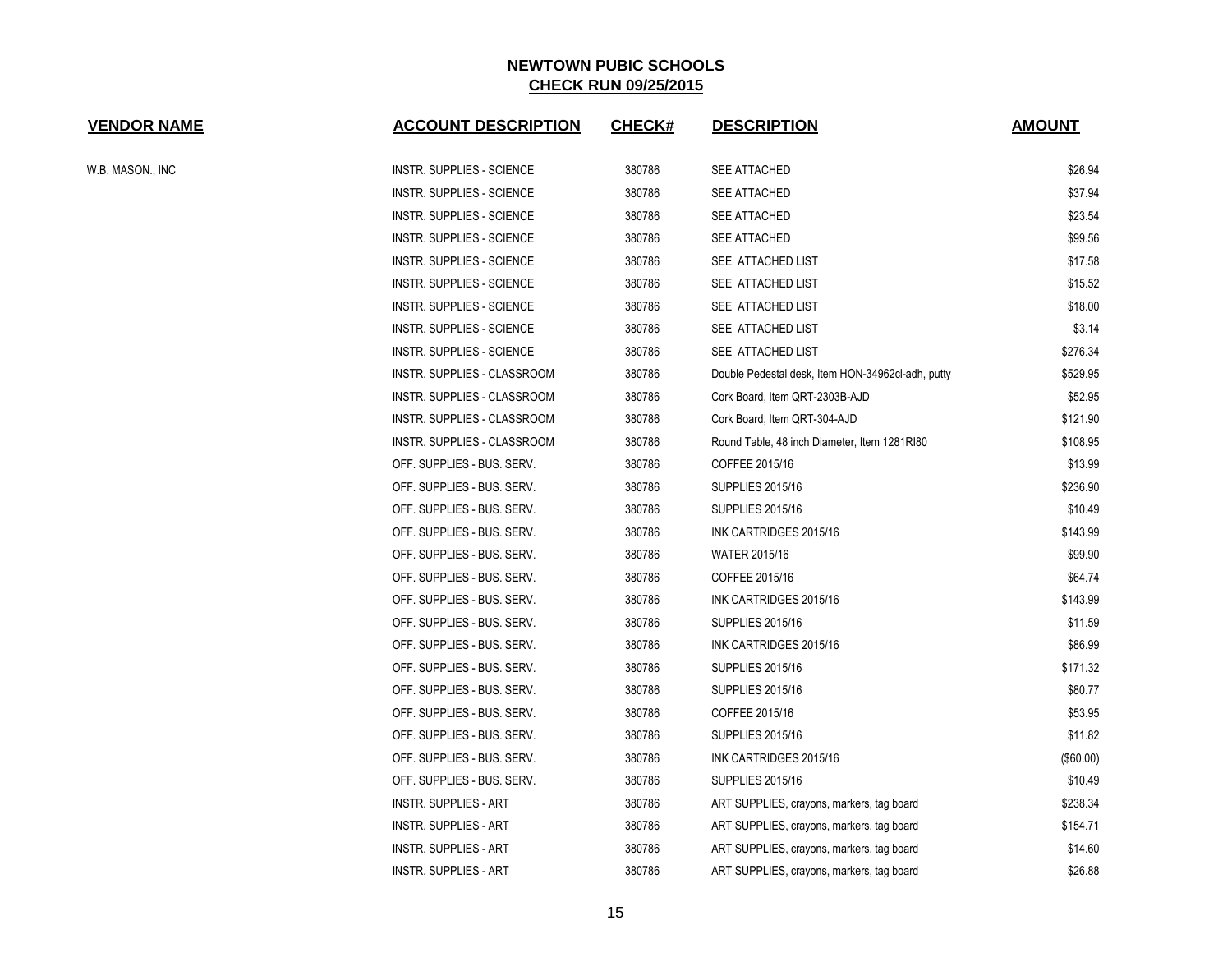# NEWTOWN PUBIC SCHOOLS

## CHECK RUN 09/25/2015

| VENDOR NAME | ACCOUNT DESCRIPTION | CHECK# | DESCRIPTION | AMOUNT |
|---|---|---|---|---|
| W.B. MASON., INC | INSTR. SUPPLIES - SCIENCE | 380786 | SEE ATTACHED | $26.94 |
| | INSTR. SUPPLIES - SCIENCE | 380786 | SEE ATTACHED | $37.94 |
| | INSTR. SUPPLIES - SCIENCE | 380786 | SEE ATTACHED | $23.54 |
| | INSTR. SUPPLIES - SCIENCE | 380786 | SEE ATTACHED | $99.56 |
| | INSTR. SUPPLIES - SCIENCE | 380786 | SEE ATTACHED LIST | $17.58 |
| | INSTR. SUPPLIES - SCIENCE | 380786 | SEE ATTACHED LIST | $15.52 |
| | INSTR. SUPPLIES - SCIENCE | 380786 | SEE ATTACHED LIST | $18.00 |
| | INSTR. SUPPLIES - SCIENCE | 380786 | SEE ATTACHED LIST | $3.14 |
| | INSTR. SUPPLIES - SCIENCE | 380786 | SEE ATTACHED LIST | $276.34 |
| | INSTR. SUPPLIES - CLASSROOM | 380786 | Double Pedestal desk, Item HON-34962cl-adh, putty | $529.95 |
| | INSTR. SUPPLIES - CLASSROOM | 380786 | Cork Board, Item QRT-2303B-AJD | $52.95 |
| | INSTR. SUPPLIES - CLASSROOM | 380786 | Cork Board, Item QRT-304-AJD | $121.90 |
| | INSTR. SUPPLIES - CLASSROOM | 380786 | Round Table, 48 inch Diameter, Item 1281RI80 | $108.95 |
| | OFF. SUPPLIES - BUS. SERV. | 380786 | COFFEE 2015/16 | $13.99 |
| | OFF. SUPPLIES - BUS. SERV. | 380786 | SUPPLIES 2015/16 | $236.90 |
| | OFF. SUPPLIES - BUS. SERV. | 380786 | SUPPLIES 2015/16 | $10.49 |
| | OFF. SUPPLIES - BUS. SERV. | 380786 | INK CARTRIDGES 2015/16 | $143.99 |
| | OFF. SUPPLIES - BUS. SERV. | 380786 | WATER 2015/16 | $99.90 |
| | OFF. SUPPLIES - BUS. SERV. | 380786 | COFFEE 2015/16 | $64.74 |
| | OFF. SUPPLIES - BUS. SERV. | 380786 | INK CARTRIDGES 2015/16 | $143.99 |
| | OFF. SUPPLIES - BUS. SERV. | 380786 | SUPPLIES 2015/16 | $11.59 |
| | OFF. SUPPLIES - BUS. SERV. | 380786 | INK CARTRIDGES 2015/16 | $86.99 |
| | OFF. SUPPLIES - BUS. SERV. | 380786 | SUPPLIES 2015/16 | $171.32 |
| | OFF. SUPPLIES - BUS. SERV. | 380786 | SUPPLIES 2015/16 | $80.77 |
| | OFF. SUPPLIES - BUS. SERV. | 380786 | COFFEE 2015/16 | $53.95 |
| | OFF. SUPPLIES - BUS. SERV. | 380786 | SUPPLIES 2015/16 | $11.82 |
| | OFF. SUPPLIES - BUS. SERV. | 380786 | INK CARTRIDGES 2015/16 | ($60.00) |
| | OFF. SUPPLIES - BUS. SERV. | 380786 | SUPPLIES 2015/16 | $10.49 |
| | INSTR. SUPPLIES - ART | 380786 | ART SUPPLIES, crayons, markers, tag board | $238.34 |
| | INSTR. SUPPLIES - ART | 380786 | ART SUPPLIES, crayons, markers, tag board | $154.71 |
| | INSTR. SUPPLIES - ART | 380786 | ART SUPPLIES, crayons, markers, tag board | $14.60 |
| | INSTR. SUPPLIES - ART | 380786 | ART SUPPLIES, crayons, markers, tag board | $26.88 |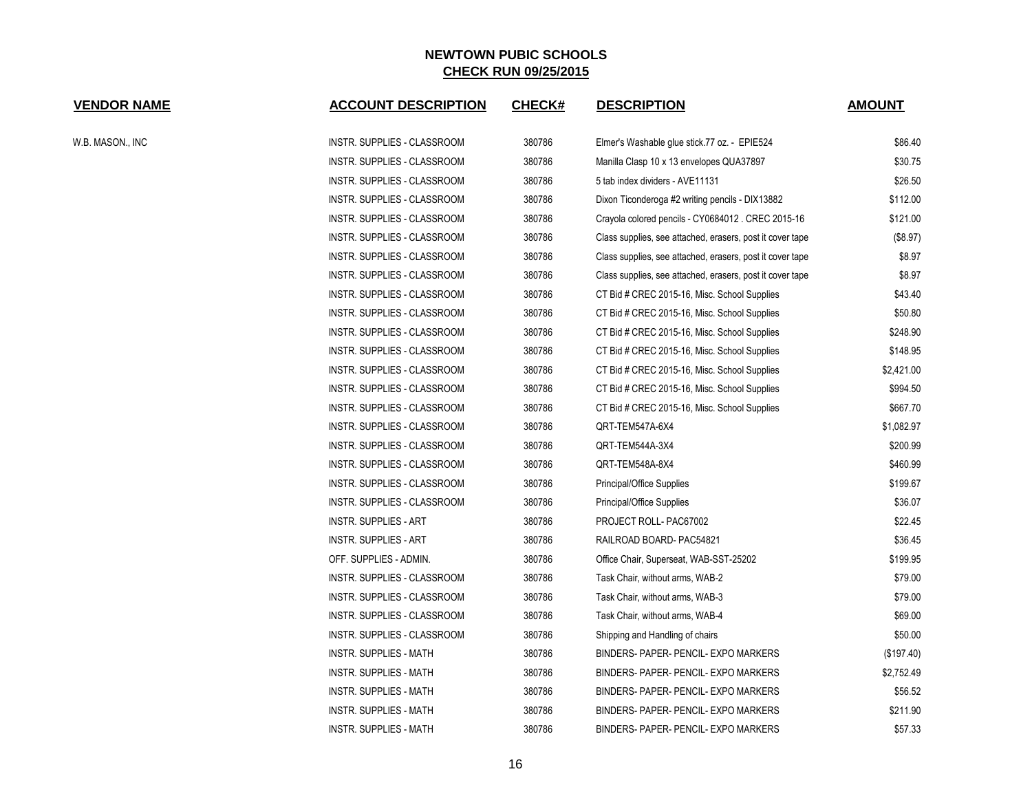## NEWTOWN PUBIC SCHOOLS
### CHECK RUN 09/25/2015

| VENDOR NAME | ACCOUNT DESCRIPTION | CHECK# | DESCRIPTION | AMOUNT |
|---|---|---|---|---|
| W.B. MASON., INC | INSTR. SUPPLIES - CLASSROOM | 380786 | Elmer's Washable glue stick.77 oz. - EPIE524 | $86.40 |
| | INSTR. SUPPLIES - CLASSROOM | 380786 | Manilla Clasp 10 x 13 envelopes QUA37897 | $30.75 |
| | INSTR. SUPPLIES - CLASSROOM | 380786 | 5 tab index dividers - AVE11131 | $26.50 |
| | INSTR. SUPPLIES - CLASSROOM | 380786 | Dixon Ticonderoga #2 writing pencils - DIX13882 | $112.00 |
| | INSTR. SUPPLIES - CLASSROOM | 380786 | Crayola colored pencils - CY0684012 . CREC 2015-16 | $121.00 |
| | INSTR. SUPPLIES - CLASSROOM | 380786 | Class supplies, see attached, erasers, post it cover tape | ($8.97) |
| | INSTR. SUPPLIES - CLASSROOM | 380786 | Class supplies, see attached, erasers, post it cover tape | $8.97 |
| | INSTR. SUPPLIES - CLASSROOM | 380786 | Class supplies, see attached, erasers, post it cover tape | $8.97 |
| | INSTR. SUPPLIES - CLASSROOM | 380786 | CT Bid # CREC 2015-16, Misc. School Supplies | $43.40 |
| | INSTR. SUPPLIES - CLASSROOM | 380786 | CT Bid # CREC 2015-16, Misc. School Supplies | $50.80 |
| | INSTR. SUPPLIES - CLASSROOM | 380786 | CT Bid # CREC 2015-16, Misc. School Supplies | $248.90 |
| | INSTR. SUPPLIES - CLASSROOM | 380786 | CT Bid # CREC 2015-16, Misc. School Supplies | $148.95 |
| | INSTR. SUPPLIES - CLASSROOM | 380786 | CT Bid # CREC 2015-16, Misc. School Supplies | $2,421.00 |
| | INSTR. SUPPLIES - CLASSROOM | 380786 | CT Bid # CREC 2015-16, Misc. School Supplies | $994.50 |
| | INSTR. SUPPLIES - CLASSROOM | 380786 | CT Bid # CREC 2015-16, Misc. School Supplies | $667.70 |
| | INSTR. SUPPLIES - CLASSROOM | 380786 | QRT-TEM547A-6X4 | $1,082.97 |
| | INSTR. SUPPLIES - CLASSROOM | 380786 | QRT-TEM544A-3X4 | $200.99 |
| | INSTR. SUPPLIES - CLASSROOM | 380786 | QRT-TEM548A-8X4 | $460.99 |
| | INSTR. SUPPLIES - CLASSROOM | 380786 | Principal/Office Supplies | $199.67 |
| | INSTR. SUPPLIES - CLASSROOM | 380786 | Principal/Office Supplies | $36.07 |
| | INSTR. SUPPLIES - ART | 380786 | PROJECT ROLL- PAC67002 | $22.45 |
| | INSTR. SUPPLIES - ART | 380786 | RAILROAD BOARD- PAC54821 | $36.45 |
| | OFF. SUPPLIES - ADMIN. | 380786 | Office Chair, Superseat, WAB-SST-25202 | $199.95 |
| | INSTR. SUPPLIES - CLASSROOM | 380786 | Task Chair, without arms, WAB-2 | $79.00 |
| | INSTR. SUPPLIES - CLASSROOM | 380786 | Task Chair, without arms, WAB-3 | $79.00 |
| | INSTR. SUPPLIES - CLASSROOM | 380786 | Task Chair, without arms, WAB-4 | $69.00 |
| | INSTR. SUPPLIES - CLASSROOM | 380786 | Shipping and Handling of chairs | $50.00 |
| | INSTR. SUPPLIES - MATH | 380786 | BINDERS- PAPER- PENCIL- EXPO MARKERS | ($197.40) |
| | INSTR. SUPPLIES - MATH | 380786 | BINDERS- PAPER- PENCIL- EXPO MARKERS | $2,752.49 |
| | INSTR. SUPPLIES - MATH | 380786 | BINDERS- PAPER- PENCIL- EXPO MARKERS | $56.52 |
| | INSTR. SUPPLIES - MATH | 380786 | BINDERS- PAPER- PENCIL- EXPO MARKERS | $211.90 |
| | INSTR. SUPPLIES - MATH | 380786 | BINDERS- PAPER- PENCIL- EXPO MARKERS | $57.33 |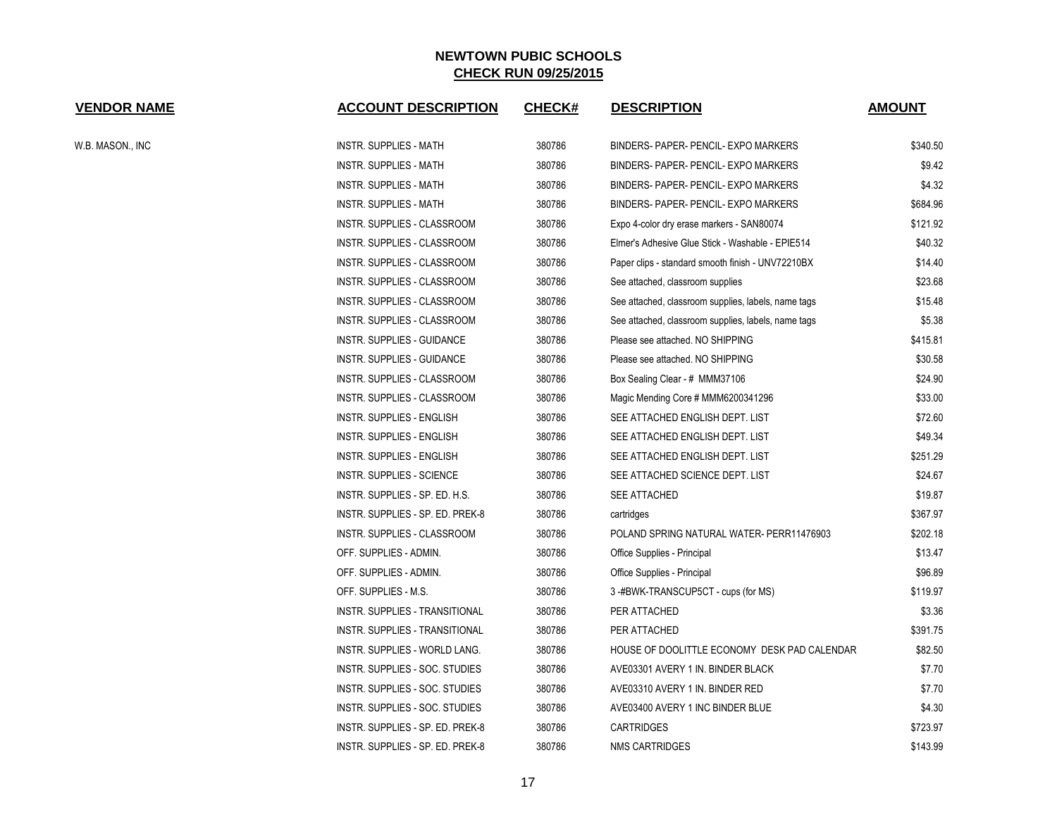# NEWTOWN PUBIC SCHOOLS

## CHECK RUN 09/25/2015

| VENDOR NAME | ACCOUNT DESCRIPTION | CHECK# | DESCRIPTION | AMOUNT |
|---|---|---|---|---|
| W.B. MASON., INC | INSTR. SUPPLIES - MATH | 380786 | BINDERS- PAPER- PENCIL- EXPO MARKERS | $340.50 |
| | INSTR. SUPPLIES - MATH | 380786 | BINDERS- PAPER- PENCIL- EXPO MARKERS | $9.42 |
| | INSTR. SUPPLIES - MATH | 380786 | BINDERS- PAPER- PENCIL- EXPO MARKERS | $4.32 |
| | INSTR. SUPPLIES - MATH | 380786 | BINDERS- PAPER- PENCIL- EXPO MARKERS | $684.96 |
| | INSTR. SUPPLIES - CLASSROOM | 380786 | Expo 4-color dry erase markers - SAN80074 | $121.92 |
| | INSTR. SUPPLIES - CLASSROOM | 380786 | Elmer's Adhesive Glue Stick - Washable - EPIE514 | $40.32 |
| | INSTR. SUPPLIES - CLASSROOM | 380786 | Paper clips - standard smooth finish - UNV72210BX | $14.40 |
| | INSTR. SUPPLIES - CLASSROOM | 380786 | See attached, classroom supplies | $23.68 |
| | INSTR. SUPPLIES - CLASSROOM | 380786 | See attached, classroom supplies, labels, name tags | $15.48 |
| | INSTR. SUPPLIES - CLASSROOM | 380786 | See attached, classroom supplies, labels, name tags | $5.38 |
| | INSTR. SUPPLIES - GUIDANCE | 380786 | Please see attached. NO SHIPPING | $415.81 |
| | INSTR. SUPPLIES - GUIDANCE | 380786 | Please see attached. NO SHIPPING | $30.58 |
| | INSTR. SUPPLIES - CLASSROOM | 380786 | Box Sealing Clear - # MMM37106 | $24.90 |
| | INSTR. SUPPLIES - CLASSROOM | 380786 | Magic Mending Core # MMM6200341296 | $33.00 |
| | INSTR. SUPPLIES - ENGLISH | 380786 | SEE ATTACHED ENGLISH DEPT. LIST | $72.60 |
| | INSTR. SUPPLIES - ENGLISH | 380786 | SEE ATTACHED ENGLISH DEPT. LIST | $49.34 |
| | INSTR. SUPPLIES - ENGLISH | 380786 | SEE ATTACHED ENGLISH DEPT. LIST | $251.29 |
| | INSTR. SUPPLIES - SCIENCE | 380786 | SEE ATTACHED SCIENCE DEPT. LIST | $24.67 |
| | INSTR. SUPPLIES - SP. ED. H.S. | 380786 | SEE ATTACHED | $19.87 |
| | INSTR. SUPPLIES - SP. ED. PREK-8 | 380786 | cartridges | $367.97 |
| | INSTR. SUPPLIES - CLASSROOM | 380786 | POLAND SPRING NATURAL WATER- PERR11476903 | $202.18 |
| | OFF. SUPPLIES - ADMIN. | 380786 | Office Supplies - Principal | $13.47 |
| | OFF. SUPPLIES - ADMIN. | 380786 | Office Supplies - Principal | $96.89 |
| | OFF. SUPPLIES - M.S. | 380786 | 3 -#BWK-TRANSCUP5CT - cups (for MS) | $119.97 |
| | INSTR. SUPPLIES - TRANSITIONAL | 380786 | PER ATTACHED | $3.36 |
| | INSTR. SUPPLIES - TRANSITIONAL | 380786 | PER ATTACHED | $391.75 |
| | INSTR. SUPPLIES - WORLD LANG. | 380786 | HOUSE OF DOOLITTLE ECONOMY DESK PAD CALENDAR | $82.50 |
| | INSTR. SUPPLIES - SOC. STUDIES | 380786 | AVE03301 AVERY 1 IN. BINDER BLACK | $7.70 |
| | INSTR. SUPPLIES - SOC. STUDIES | 380786 | AVE03310 AVERY 1 IN. BINDER RED | $7.70 |
| | INSTR. SUPPLIES - SOC. STUDIES | 380786 | AVE03400 AVERY 1 INC BINDER BLUE | $4.30 |
| | INSTR. SUPPLIES - SP. ED. PREK-8 | 380786 | CARTRIDGES | $723.97 |
| | INSTR. SUPPLIES - SP. ED. PREK-8 | 380786 | NMS CARTRIDGES | $143.99 |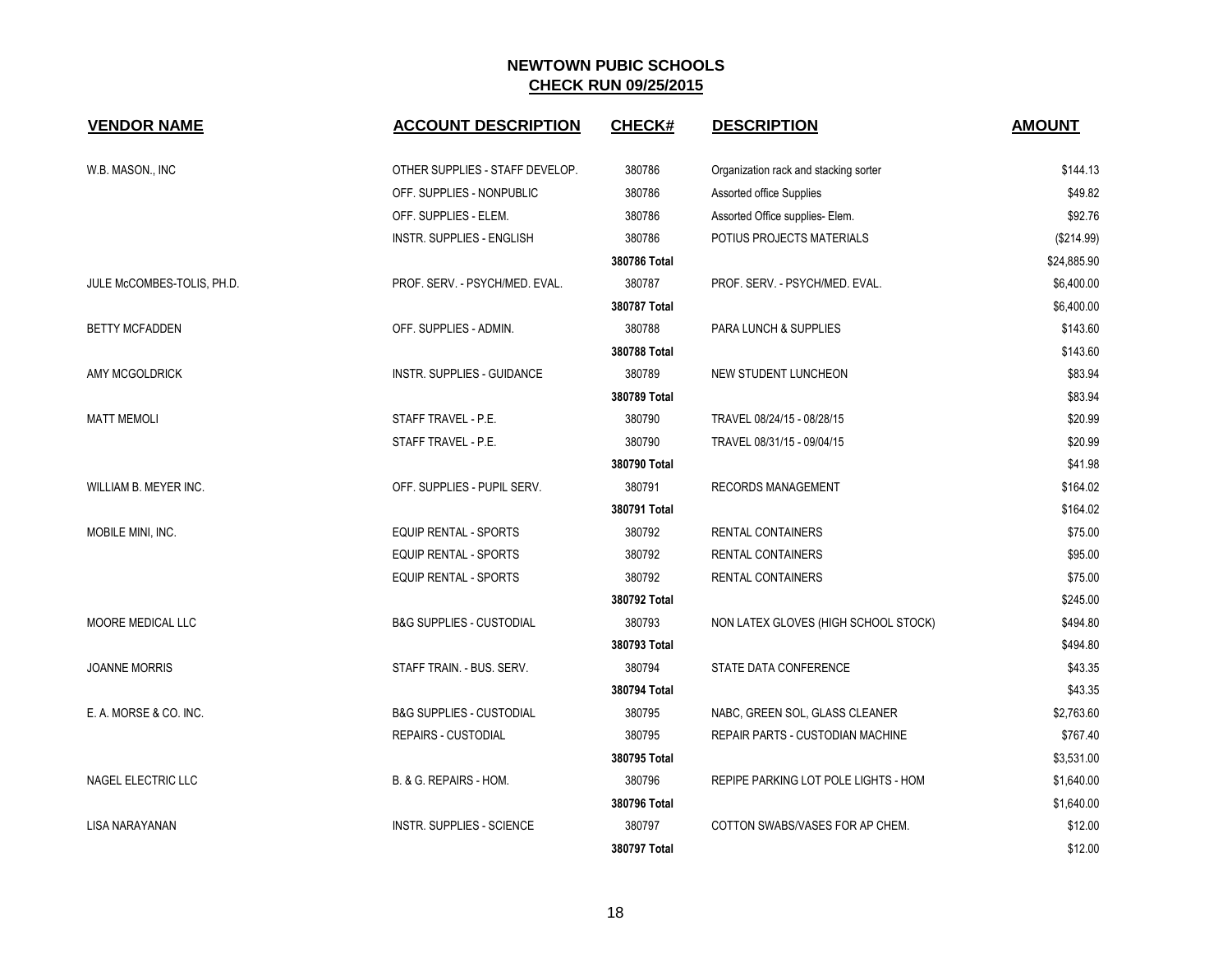## NEWTOWN PUBIC SCHOOLS

**CHECK RUN 09/25/2015**

| VENDOR NAME | ACCOUNT DESCRIPTION | CHECK# | DESCRIPTION | AMOUNT |
|---|---|---|---|---|
| W.B. MASON., INC | OTHER SUPPLIES - STAFF DEVELOP. | 380786 | Organization rack and stacking sorter | $144.13 |
| | OFF. SUPPLIES - NONPUBLIC | 380786 | Assorted office Supplies | $49.82 |
| | OFF. SUPPLIES - ELEM. | 380786 | Assorted Office supplies- Elem. | $92.76 |
| | INSTR. SUPPLIES - ENGLISH | 380786 | POTIUS PROJECTS MATERIALS | ($214.99) |
| | | **380786 Total** | | $24,885.90 |
| JULE McCOMBES-TOLIS, PH.D. | PROF. SERV. - PSYCH/MED. EVAL. | 380787 | PROF. SERV. - PSYCH/MED. EVAL. | $6,400.00 |
| | | **380787 Total** | | $6,400.00 |
| BETTY MCFADDEN | OFF. SUPPLIES - ADMIN. | 380788 | PARA LUNCH & SUPPLIES | $143.60 |
| | | **380788 Total** | | $143.60 |
| AMY MCGOLDRICK | INSTR. SUPPLIES - GUIDANCE | 380789 | NEW STUDENT LUNCHEON | $83.94 |
| | | **380789 Total** | | $83.94 |
| MATT MEMOLI | STAFF TRAVEL - P.E. | 380790 | TRAVEL 08/24/15 - 08/28/15 | $20.99 |
| | STAFF TRAVEL - P.E. | 380790 | TRAVEL 08/31/15 - 09/04/15 | $20.99 |
| | | **380790 Total** | | $41.98 |
| WILLIAM B. MEYER INC. | OFF. SUPPLIES - PUPIL SERV. | 380791 | RECORDS MANAGEMENT | $164.02 |
| | | **380791 Total** | | $164.02 |
| MOBILE MINI, INC. | EQUIP RENTAL - SPORTS | 380792 | RENTAL CONTAINERS | $75.00 |
| | EQUIP RENTAL - SPORTS | 380792 | RENTAL CONTAINERS | $95.00 |
| | EQUIP RENTAL - SPORTS | 380792 | RENTAL CONTAINERS | $75.00 |
| | | **380792 Total** | | $245.00 |
| MOORE MEDICAL LLC | B&G SUPPLIES - CUSTODIAL | 380793 | NON LATEX GLOVES (HIGH SCHOOL STOCK) | $494.80 |
| | | **380793 Total** | | $494.80 |
| JOANNE MORRIS | STAFF TRAIN. - BUS. SERV. | 380794 | STATE DATA CONFERENCE | $43.35 |
| | | **380794 Total** | | $43.35 |
| E. A. MORSE & CO. INC. | B&G SUPPLIES - CUSTODIAL | 380795 | NABC, GREEN SOL, GLASS CLEANER | $2,763.60 |
| | REPAIRS - CUSTODIAL | 380795 | REPAIR PARTS - CUSTODIAN MACHINE | $767.40 |
| | | **380795 Total** | | $3,531.00 |
| NAGEL ELECTRIC LLC | B. & G. REPAIRS - HOM. | 380796 | REPIPE PARKING LOT POLE LIGHTS - HOM | $1,640.00 |
| | | **380796 Total** | | $1,640.00 |
| LISA NARAYANAN | INSTR. SUPPLIES - SCIENCE | 380797 | COTTON SWABS/VASES FOR AP CHEM. | $12.00 |
| | | **380797 Total** | | $12.00 |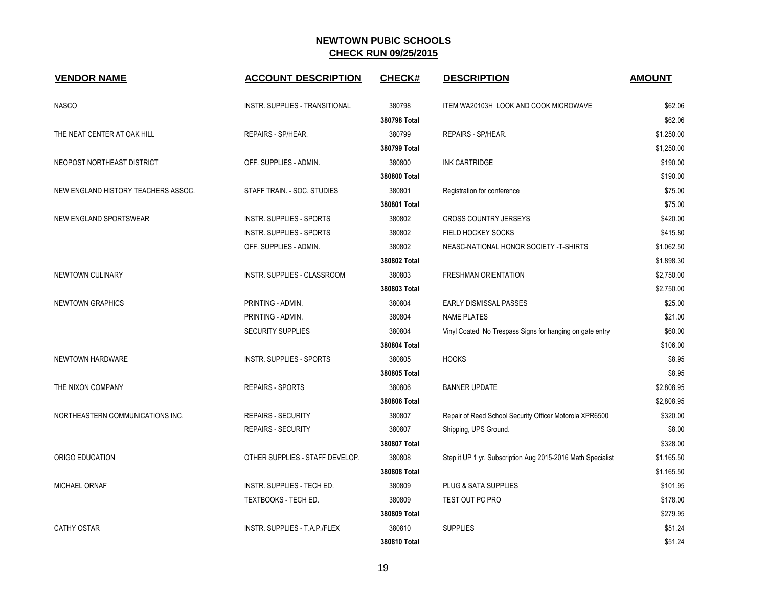# NEWTOWN PUBIC SCHOOLS

## CHECK RUN 09/25/2015

| VENDOR NAME | ACCOUNT DESCRIPTION | CHECK# | DESCRIPTION | AMOUNT |
|---|---|---|---|---|
| NASCO | INSTR. SUPPLIES - TRANSITIONAL | 380798 | ITEM WA20103H LOOK AND COOK MICROWAVE | $62.06 |
| | | **380798 Total** | | $62.06 |
| THE NEAT CENTER AT OAK HILL | REPAIRS - SP/HEAR. | 380799 | REPAIRS - SP/HEAR. | $1,250.00 |
| | | **380799 Total** | | $1,250.00 |
| NEOPOST NORTHEAST DISTRICT | OFF. SUPPLIES - ADMIN. | 380800 | INK CARTRIDGE | $190.00 |
| | | **380800 Total** | | $190.00 |
| NEW ENGLAND HISTORY TEACHERS ASSOC. | STAFF TRAIN. - SOC. STUDIES | 380801 | Registration for conference | $75.00 |
| | | **380801 Total** | | $75.00 |
| NEW ENGLAND SPORTSWEAR | INSTR. SUPPLIES - SPORTS | 380802 | CROSS COUNTRY JERSEYS | $420.00 |
| | INSTR. SUPPLIES - SPORTS | 380802 | FIELD HOCKEY SOCKS | $415.80 |
| | OFF. SUPPLIES - ADMIN. | 380802 | NEASC-NATIONAL HONOR SOCIETY -T-SHIRTS | $1,062.50 |
| | | **380802 Total** | | $1,898.30 |
| NEWTOWN CULINARY | INSTR. SUPPLIES - CLASSROOM | 380803 | FRESHMAN ORIENTATION | $2,750.00 |
| | | **380803 Total** | | $2,750.00 |
| NEWTOWN GRAPHICS | PRINTING - ADMIN. | 380804 | EARLY DISMISSAL PASSES | $25.00 |
| | PRINTING - ADMIN. | 380804 | NAME PLATES | $21.00 |
| | SECURITY SUPPLIES | 380804 | Vinyl Coated No Trespass Signs for hanging on gate entry | $60.00 |
| | | **380804 Total** | | $106.00 |
| NEWTOWN HARDWARE | INSTR. SUPPLIES - SPORTS | 380805 | HOOKS | $8.95 |
| | | **380805 Total** | | $8.95 |
| THE NIXON COMPANY | REPAIRS - SPORTS | 380806 | BANNER UPDATE | $2,808.95 |
| | | **380806 Total** | | $2,808.95 |
| NORTHEASTERN COMMUNICATIONS INC. | REPAIRS - SECURITY | 380807 | Repair of Reed School Security Officer Motorola XPR6500 | $320.00 |
| | REPAIRS - SECURITY | 380807 | Shipping, UPS Ground. | $8.00 |
| | | **380807 Total** | | $328.00 |
| ORIGO EDUCATION | OTHER SUPPLIES - STAFF DEVELOP. | 380808 | Step it UP 1 yr. Subscription Aug 2015-2016 Math Specialist | $1,165.50 |
| | | **380808 Total** | | $1,165.50 |
| MICHAEL ORNAF | INSTR. SUPPLIES - TECH ED. | 380809 | PLUG & SATA SUPPLIES | $101.95 |
| | TEXTBOOKS - TECH ED. | 380809 | TEST OUT PC PRO | $178.00 |
| | | **380809 Total** | | $279.95 |
| CATHY OSTAR | INSTR. SUPPLIES - T.A.P./FLEX | 380810 | SUPPLIES | $51.24 |
| | | **380810 Total** | | $51.24 |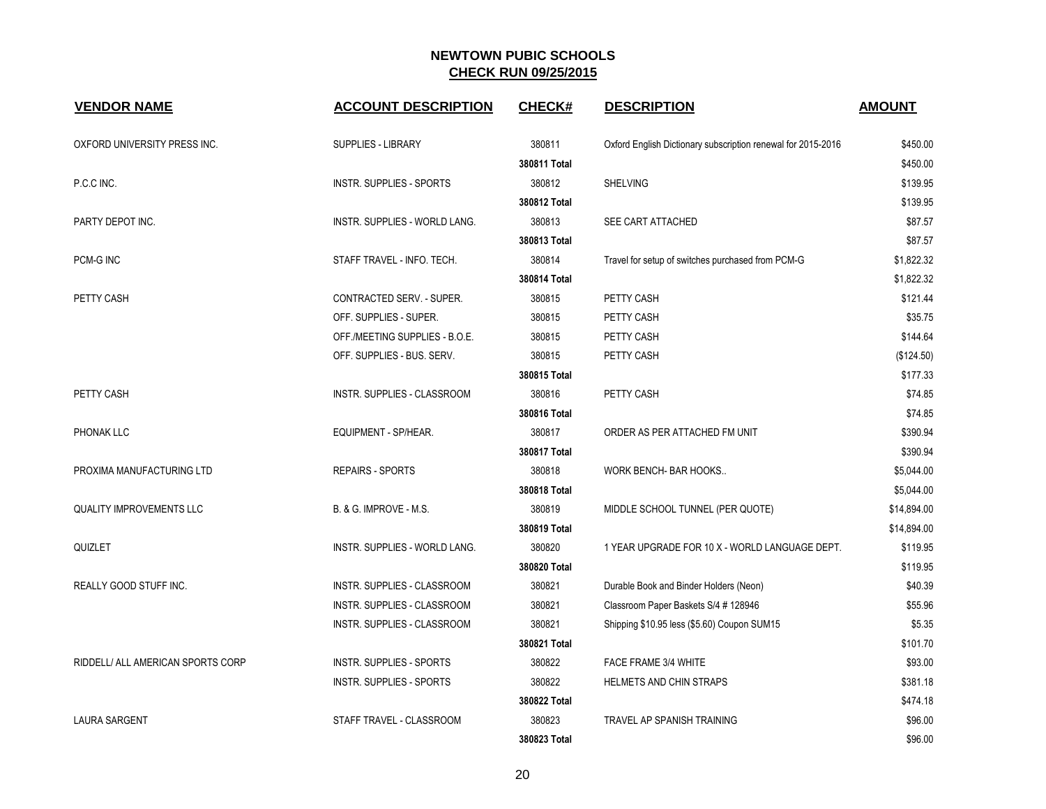# NEWTOWN PUBIC SCHOOLS

## CHECK RUN 09/25/2015

| VENDOR NAME | ACCOUNT DESCRIPTION | CHECK# | DESCRIPTION | AMOUNT |
|---|---|---|---|---|
| OXFORD UNIVERSITY PRESS INC. | SUPPLIES - LIBRARY | 380811 | Oxford English Dictionary subscription renewal for 2015-2016 | $450.00 |
| | | **380811 Total** | | $450.00 |
| P.C.C INC. | INSTR. SUPPLIES - SPORTS | 380812 | SHELVING | $139.95 |
| | | **380812 Total** | | $139.95 |
| PARTY DEPOT INC. | INSTR. SUPPLIES - WORLD LANG. | 380813 | SEE CART ATTACHED | $87.57 |
| | | **380813 Total** | | $87.57 |
| PCM-G INC | STAFF TRAVEL - INFO. TECH. | 380814 | Travel for setup of switches purchased from PCM-G | $1,822.32 |
| | | **380814 Total** | | $1,822.32 |
| PETTY CASH | CONTRACTED SERV. - SUPER. | 380815 | PETTY CASH | $121.44 |
| | OFF. SUPPLIES - SUPER. | 380815 | PETTY CASH | $35.75 |
| | OFF./MEETING SUPPLIES - B.O.E. | 380815 | PETTY CASH | $144.64 |
| | OFF. SUPPLIES - BUS. SERV. | 380815 | PETTY CASH | ($124.50) |
| | | **380815 Total** | | $177.33 |
| PETTY CASH | INSTR. SUPPLIES - CLASSROOM | 380816 | PETTY CASH | $74.85 |
| | | **380816 Total** | | $74.85 |
| PHONAK LLC | EQUIPMENT - SP/HEAR. | 380817 | ORDER AS PER ATTACHED FM UNIT | $390.94 |
| | | **380817 Total** | | $390.94 |
| PROXIMA MANUFACTURING LTD | REPAIRS - SPORTS | 380818 | WORK BENCH- BAR HOOKS.. | $5,044.00 |
| | | **380818 Total** | | $5,044.00 |
| QUALITY IMPROVEMENTS LLC | B. & G. IMPROVE - M.S. | 380819 | MIDDLE SCHOOL TUNNEL (PER QUOTE) | $14,894.00 |
| | | **380819 Total** | | $14,894.00 |
| QUIZLET | INSTR. SUPPLIES - WORLD LANG. | 380820 | 1 YEAR UPGRADE FOR 10 X - WORLD LANGUAGE DEPT. | $119.95 |
| | | **380820 Total** | | $119.95 |
| REALLY GOOD STUFF INC. | INSTR. SUPPLIES - CLASSROOM | 380821 | Durable Book and Binder Holders (Neon) | $40.39 |
| | INSTR. SUPPLIES - CLASSROOM | 380821 | Classroom Paper Baskets S/4 # 128946 | $55.96 |
| | INSTR. SUPPLIES - CLASSROOM | 380821 | Shipping $10.95 less ($5.60) Coupon SUM15 | $5.35 |
| | | **380821 Total** | | $101.70 |
| RIDDELL/ ALL AMERICAN SPORTS CORP | INSTR. SUPPLIES - SPORTS | 380822 | FACE FRAME 3/4 WHITE | $93.00 |
| | INSTR. SUPPLIES - SPORTS | 380822 | HELMETS AND CHIN STRAPS | $381.18 |
| | | **380822 Total** | | $474.18 |
| LAURA SARGENT | STAFF TRAVEL - CLASSROOM | 380823 | TRAVEL AP SPANISH TRAINING | $96.00 |
| | | **380823 Total** | | $96.00 |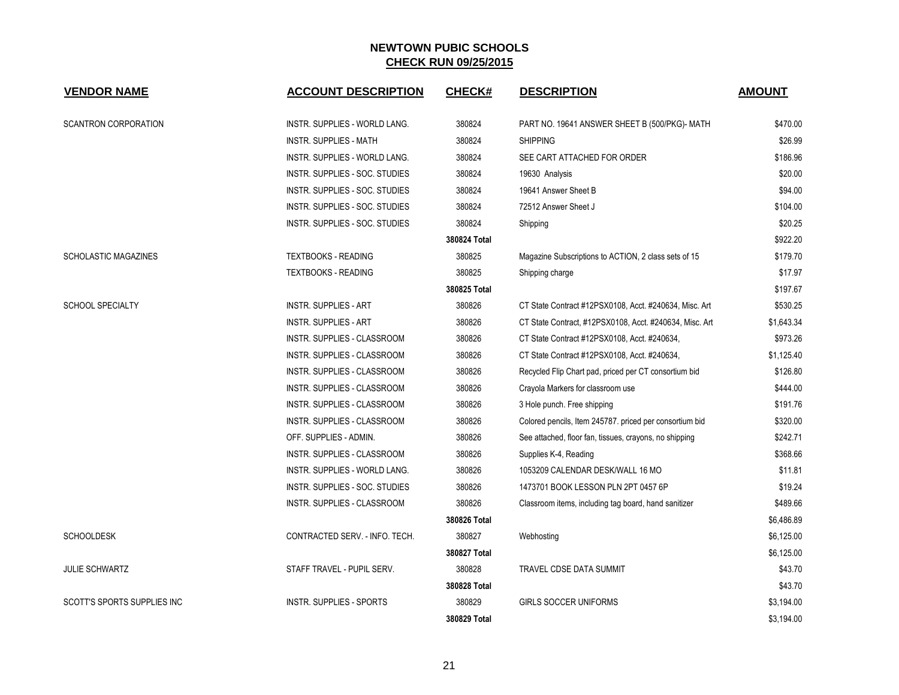# NEWTOWN PUBIC SCHOOLS

## CHECK RUN 09/25/2015

| VENDOR NAME | ACCOUNT DESCRIPTION | CHECK# | DESCRIPTION | AMOUNT |
|---|---|---|---|---|
| SCANTRON CORPORATION | INSTR. SUPPLIES - WORLD LANG. | 380824 | PART NO. 19641 ANSWER SHEET B (500/PKG)- MATH | $470.00 |
| | INSTR. SUPPLIES - MATH | 380824 | SHIPPING | $26.99 |
| | INSTR. SUPPLIES - WORLD LANG. | 380824 | SEE CART ATTACHED FOR ORDER | $186.96 |
| | INSTR. SUPPLIES - SOC. STUDIES | 380824 | 19630 Analysis | $20.00 |
| | INSTR. SUPPLIES - SOC. STUDIES | 380824 | 19641 Answer Sheet B | $94.00 |
| | INSTR. SUPPLIES - SOC. STUDIES | 380824 | 72512 Answer Sheet J | $104.00 |
| | INSTR. SUPPLIES - SOC. STUDIES | 380824 | Shipping | $20.25 |
| | | **380824 Total** | | $922.20 |
| SCHOLASTIC MAGAZINES | TEXTBOOKS - READING | 380825 | Magazine Subscriptions to ACTION, 2 class sets of 15 | $179.70 |
| | TEXTBOOKS - READING | 380825 | Shipping charge | $17.97 |
| | | **380825 Total** | | $197.67 |
| SCHOOL SPECIALTY | INSTR. SUPPLIES - ART | 380826 | CT State Contract #12PSX0108, Acct. #240634, Misc. Art | $530.25 |
| | INSTR. SUPPLIES - ART | 380826 | CT State Contract, #12PSX0108, Acct. #240634, Misc. Art | $1,643.34 |
| | INSTR. SUPPLIES - CLASSROOM | 380826 | CT State Contract #12PSX0108, Acct. #240634, | $973.26 |
| | INSTR. SUPPLIES - CLASSROOM | 380826 | CT State Contract #12PSX0108, Acct. #240634, | $1,125.40 |
| | INSTR. SUPPLIES - CLASSROOM | 380826 | Recycled Flip Chart pad, priced per CT consortium bid | $126.80 |
| | INSTR. SUPPLIES - CLASSROOM | 380826 | Crayola Markers for classroom use | $444.00 |
| | INSTR. SUPPLIES - CLASSROOM | 380826 | 3 Hole punch. Free shipping | $191.76 |
| | INSTR. SUPPLIES - CLASSROOM | 380826 | Colored pencils, Item 245787. priced per consortium bid | $320.00 |
| | OFF. SUPPLIES - ADMIN. | 380826 | See attached, floor fan, tissues, crayons, no shipping | $242.71 |
| | INSTR. SUPPLIES - CLASSROOM | 380826 | Supplies K-4, Reading | $368.66 |
| | INSTR. SUPPLIES - WORLD LANG. | 380826 | 1053209 CALENDAR DESK/WALL 16 MO | $11.81 |
| | INSTR. SUPPLIES - SOC. STUDIES | 380826 | 1473701 BOOK LESSON PLN 2PT 0457 6P | $19.24 |
| | INSTR. SUPPLIES - CLASSROOM | 380826 | Classroom items, including tag board, hand sanitizer | $489.66 |
| | | **380826 Total** | | $6,486.89 |
| SCHOOLDESK | CONTRACTED SERV. - INFO. TECH. | 380827 | Webhosting | $6,125.00 |
| | | **380827 Total** | | $6,125.00 |
| JULIE SCHWARTZ | STAFF TRAVEL - PUPIL SERV. | 380828 | TRAVEL CDSE DATA SUMMIT | $43.70 |
| | | **380828 Total** | | $43.70 |
| SCOTT'S SPORTS SUPPLIES INC | INSTR. SUPPLIES - SPORTS | 380829 | GIRLS SOCCER UNIFORMS | $3,194.00 |
| | | **380829 Total** | | $3,194.00 |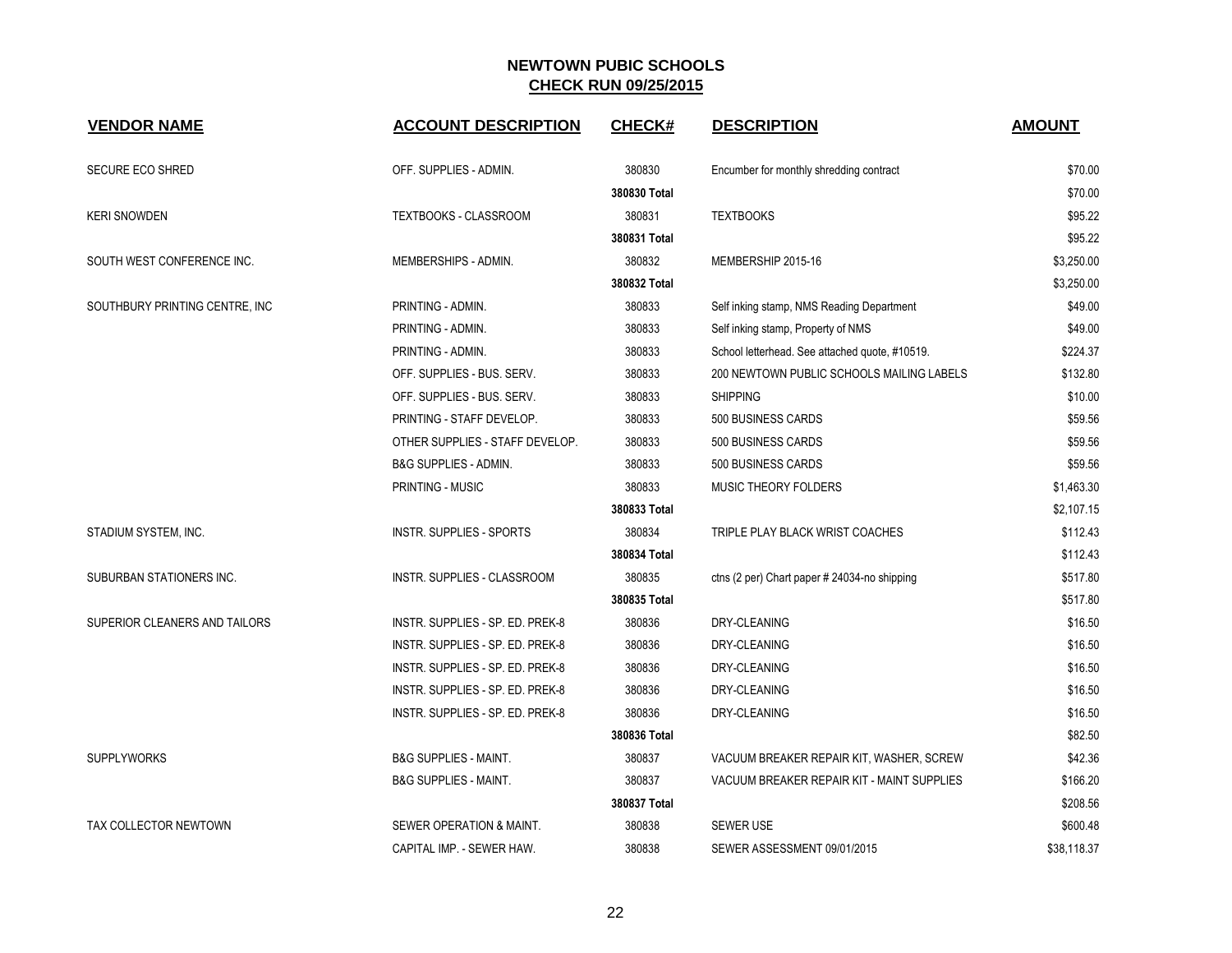## NEWTOWN PUBIC SCHOOLS
## CHECK RUN 09/25/2015

| VENDOR NAME | ACCOUNT DESCRIPTION | CHECK# | DESCRIPTION | AMOUNT |
|---|---|---|---|---|
| SECURE ECO SHRED | OFF. SUPPLIES - ADMIN. | 380830 | Encumber for monthly shredding contract | $70.00 |
| | | 380830 Total | | $70.00 |
| KERI SNOWDEN | TEXTBOOKS - CLASSROOM | 380831 | TEXTBOOKS | $95.22 |
| | | 380831 Total | | $95.22 |
| SOUTH WEST CONFERENCE INC. | MEMBERSHIPS - ADMIN. | 380832 | MEMBERSHIP 2015-16 | $3,250.00 |
| | | 380832 Total | | $3,250.00 |
| SOUTHBURY PRINTING CENTRE, INC | PRINTING - ADMIN. | 380833 | Self inking stamp, NMS Reading Department | $49.00 |
| | PRINTING - ADMIN. | 380833 | Self inking stamp, Property of NMS | $49.00 |
| | PRINTING - ADMIN. | 380833 | School letterhead. See attached quote, #10519. | $224.37 |
| | OFF. SUPPLIES - BUS. SERV. | 380833 | 200 NEWTOWN PUBLIC SCHOOLS MAILING LABELS | $132.80 |
| | OFF. SUPPLIES - BUS. SERV. | 380833 | SHIPPING | $10.00 |
| | PRINTING - STAFF DEVELOP. | 380833 | 500 BUSINESS CARDS | $59.56 |
| | OTHER SUPPLIES - STAFF DEVELOP. | 380833 | 500 BUSINESS CARDS | $59.56 |
| | B&G SUPPLIES - ADMIN. | 380833 | 500 BUSINESS CARDS | $59.56 |
| | PRINTING - MUSIC | 380833 | MUSIC THEORY FOLDERS | $1,463.30 |
| | | 380833 Total | | $2,107.15 |
| STADIUM SYSTEM, INC. | INSTR. SUPPLIES - SPORTS | 380834 | TRIPLE PLAY BLACK WRIST COACHES | $112.43 |
| | | 380834 Total | | $112.43 |
| SUBURBAN STATIONERS INC. | INSTR. SUPPLIES - CLASSROOM | 380835 | ctns (2 per) Chart paper # 24034-no shipping | $517.80 |
| | | 380835 Total | | $517.80 |
| SUPERIOR CLEANERS AND TAILORS | INSTR. SUPPLIES - SP. ED. PREK-8 | 380836 | DRY-CLEANING | $16.50 |
| | INSTR. SUPPLIES - SP. ED. PREK-8 | 380836 | DRY-CLEANING | $16.50 |
| | INSTR. SUPPLIES - SP. ED. PREK-8 | 380836 | DRY-CLEANING | $16.50 |
| | INSTR. SUPPLIES - SP. ED. PREK-8 | 380836 | DRY-CLEANING | $16.50 |
| | INSTR. SUPPLIES - SP. ED. PREK-8 | 380836 | DRY-CLEANING | $16.50 |
| | | 380836 Total | | $82.50 |
| SUPPLYWORKS | B&G SUPPLIES - MAINT. | 380837 | VACUUM BREAKER REPAIR KIT, WASHER, SCREW | $42.36 |
| | B&G SUPPLIES - MAINT. | 380837 | VACUUM BREAKER REPAIR KIT - MAINT SUPPLIES | $166.20 |
| | | 380837 Total | | $208.56 |
| TAX COLLECTOR NEWTOWN | SEWER OPERATION & MAINT. | 380838 | SEWER USE | $600.48 |
| | CAPITAL IMP. - SEWER HAW. | 380838 | SEWER ASSESSMENT 09/01/2015 | $38,118.37 |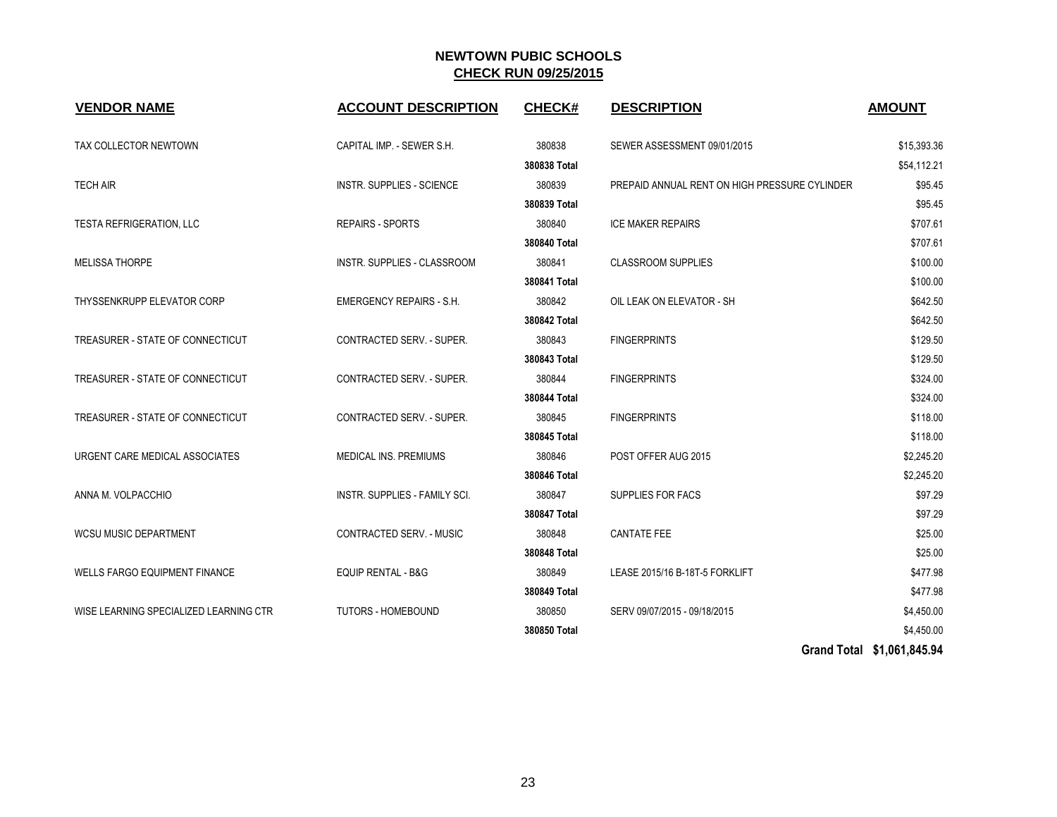## NEWTOWN PUBIC SCHOOLS
**CHECK RUN 09/25/2015**

| VENDOR NAME | ACCOUNT DESCRIPTION | CHECK# | DESCRIPTION | AMOUNT |
|---|---|---|---|---|
| TAX COLLECTOR NEWTOWN | CAPITAL IMP. - SEWER S.H. | 380838 | SEWER ASSESSMENT 09/01/2015 | $15,393.36 |
| | | **380838 Total** | | $54,112.21 |
| TECH AIR | INSTR. SUPPLIES - SCIENCE | 380839 | PREPAID ANNUAL RENT ON HIGH PRESSURE CYLINDER | $95.45 |
| | | **380839 Total** | | $95.45 |
| TESTA REFRIGERATION, LLC | REPAIRS - SPORTS | 380840 | ICE MAKER REPAIRS | $707.61 |
| | | **380840 Total** | | $707.61 |
| MELISSA THORPE | INSTR. SUPPLIES - CLASSROOM | 380841 | CLASSROOM SUPPLIES | $100.00 |
| | | **380841 Total** | | $100.00 |
| THYSSENKRUPP ELEVATOR CORP | EMERGENCY REPAIRS - S.H. | 380842 | OIL LEAK ON ELEVATOR - SH | $642.50 |
| | | **380842 Total** | | $642.50 |
| TREASURER - STATE OF CONNECTICUT | CONTRACTED SERV. - SUPER. | 380843 | FINGERPRINTS | $129.50 |
| | | **380843 Total** | | $129.50 |
| TREASURER - STATE OF CONNECTICUT | CONTRACTED SERV. - SUPER. | 380844 | FINGERPRINTS | $324.00 |
| | | **380844 Total** | | $324.00 |
| TREASURER - STATE OF CONNECTICUT | CONTRACTED SERV. - SUPER. | 380845 | FINGERPRINTS | $118.00 |
| | | **380845 Total** | | $118.00 |
| URGENT CARE MEDICAL ASSOCIATES | MEDICAL INS. PREMIUMS | 380846 | POST OFFER AUG 2015 | $2,245.20 |
| | | **380846 Total** | | $2,245.20 |
| ANNA M. VOLPACCHIO | INSTR. SUPPLIES - FAMILY SCI. | 380847 | SUPPLIES FOR FACS | $97.29 |
| | | **380847 Total** | | $97.29 |
| WCSU MUSIC DEPARTMENT | CONTRACTED SERV. - MUSIC | 380848 | CANTATE FEE | $25.00 |
| | | **380848 Total** | | $25.00 |
| WELLS FARGO EQUIPMENT FINANCE | EQUIP RENTAL - B&G | 380849 | LEASE 2015/16 B-18T-5 FORKLIFT | $477.98 |
| | | **380849 Total** | | $477.98 |
| WISE LEARNING SPECIALIZED LEARNING CTR | TUTORS - HOMEBOUND | 380850 | SERV 09/07/2015 - 09/18/2015 | $4,450.00 |
| | | **380850 Total** | | $4,450.00 |
| | | | **Grand Total** | **$1,061,845.94** |